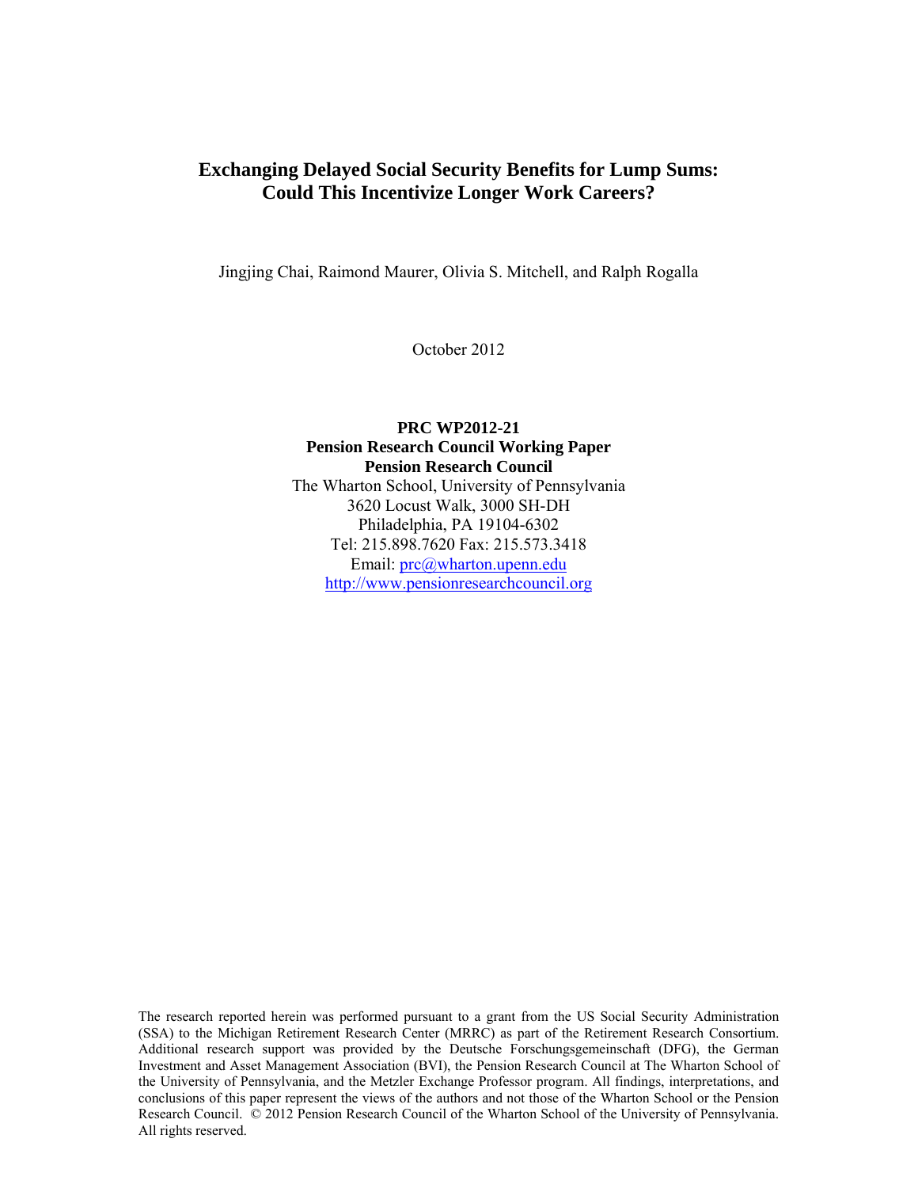# Exchanging Delayed Social Security Benefits for Lump Sums: Could This Incentivize Longer Work Careers?

Jingjing Chai, Raimond Maurer, Olivia S. Mitchell, and Ralph Rogalla

October 2012

**PRC WP2012-21**
**Pension Research Council Working Paper**
**Pension Research Council**
The Wharton School, University of Pennsylvania
3620 Locust Walk, 3000 SH-DH
Philadelphia, PA 19104-6302
Tel: 215.898.7620 Fax: 215.573.3418
Email: prc@wharton.upenn.edu
http://www.pensionresearchcouncil.org

The research reported herein was performed pursuant to a grant from the US Social Security Administration (SSA) to the Michigan Retirement Research Center (MRRC) as part of the Retirement Research Consortium. Additional research support was provided by the Deutsche Forschungsgemeinschaft (DFG), the German Investment and Asset Management Association (BVI), the Pension Research Council at The Wharton School of the University of Pennsylvania, and the Metzler Exchange Professor program. All findings, interpretations, and conclusions of this paper represent the views of the authors and not those of the Wharton School or the Pension Research Council. © 2012 Pension Research Council of the Wharton School of the University of Pennsylvania. All rights reserved.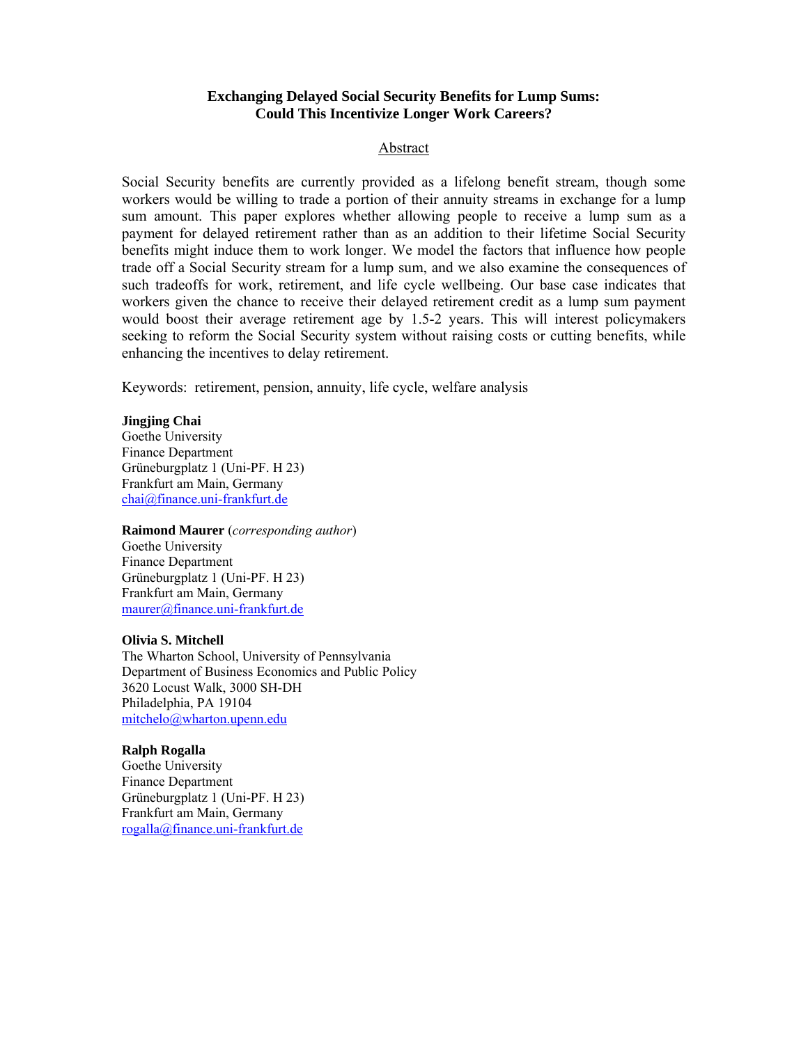**Exchanging Delayed Social Security Benefits for Lump Sums: Could This Incentivize Longer Work Careers?**

Abstract

Social Security benefits are currently provided as a lifelong benefit stream, though some workers would be willing to trade a portion of their annuity streams in exchange for a lump sum amount. This paper explores whether allowing people to receive a lump sum as a payment for delayed retirement rather than as an addition to their lifetime Social Security benefits might induce them to work longer. We model the factors that influence how people trade off a Social Security stream for a lump sum, and we also examine the consequences of such tradeoffs for work, retirement, and life cycle wellbeing. Our base case indicates that workers given the chance to receive their delayed retirement credit as a lump sum payment would boost their average retirement age by 1.5-2 years. This will interest policymakers seeking to reform the Social Security system without raising costs or cutting benefits, while enhancing the incentives to delay retirement.

Keywords: retirement, pension, annuity, life cycle, welfare analysis

**Jingjing Chai**
Goethe University
Finance Department
Grüneburgplatz 1 (Uni-PF. H 23)
Frankfurt am Main, Germany
chai@finance.uni-frankfurt.de

**Raimond Maurer** (*corresponding author*)
Goethe University
Finance Department
Grüneburgplatz 1 (Uni-PF. H 23)
Frankfurt am Main, Germany
maurer@finance.uni-frankfurt.de

**Olivia S. Mitchell**
The Wharton School, University of Pennsylvania
Department of Business Economics and Public Policy
3620 Locust Walk, 3000 SH-DH
Philadelphia, PA 19104
mitchelo@wharton.upenn.edu

**Ralph Rogalla**
Goethe University
Finance Department
Grüneburgplatz 1 (Uni-PF. H 23)
Frankfurt am Main, Germany
rogalla@finance.uni-frankfurt.de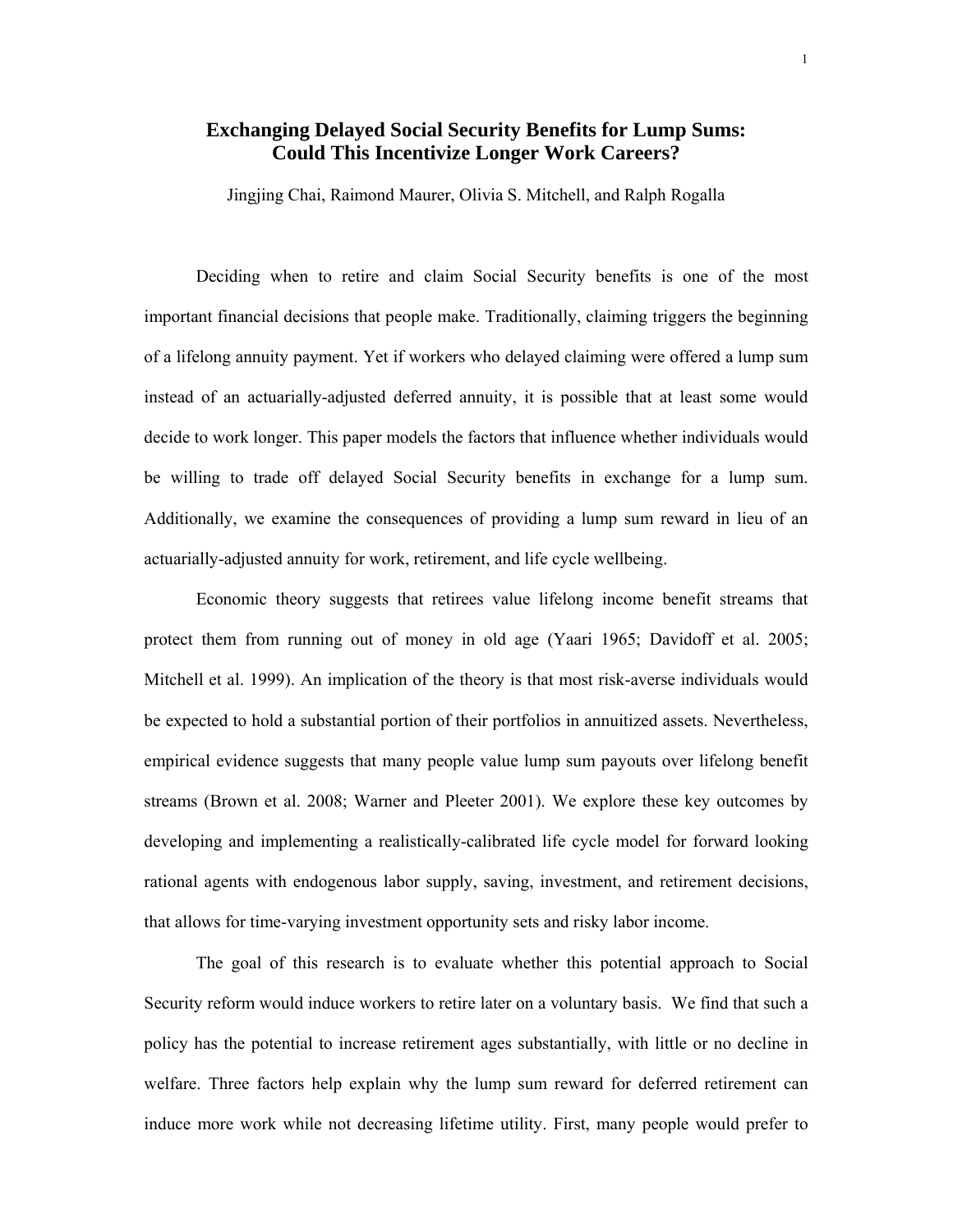# Exchanging Delayed Social Security Benefits for Lump Sums: Could This Incentivize Longer Work Careers?

Jingjing Chai, Raimond Maurer, Olivia S. Mitchell, and Ralph Rogalla

Deciding when to retire and claim Social Security benefits is one of the most important financial decisions that people make. Traditionally, claiming triggers the beginning of a lifelong annuity payment. Yet if workers who delayed claiming were offered a lump sum instead of an actuarially-adjusted deferred annuity, it is possible that at least some would decide to work longer. This paper models the factors that influence whether individuals would be willing to trade off delayed Social Security benefits in exchange for a lump sum. Additionally, we examine the consequences of providing a lump sum reward in lieu of an actuarially-adjusted annuity for work, retirement, and life cycle wellbeing.

Economic theory suggests that retirees value lifelong income benefit streams that protect them from running out of money in old age (Yaari 1965; Davidoff et al. 2005; Mitchell et al. 1999). An implication of the theory is that most risk-averse individuals would be expected to hold a substantial portion of their portfolios in annuitized assets. Nevertheless, empirical evidence suggests that many people value lump sum payouts over lifelong benefit streams (Brown et al. 2008; Warner and Pleeter 2001). We explore these key outcomes by developing and implementing a realistically-calibrated life cycle model for forward looking rational agents with endogenous labor supply, saving, investment, and retirement decisions, that allows for time-varying investment opportunity sets and risky labor income.

The goal of this research is to evaluate whether this potential approach to Social Security reform would induce workers to retire later on a voluntary basis. We find that such a policy has the potential to increase retirement ages substantially, with little or no decline in welfare. Three factors help explain why the lump sum reward for deferred retirement can induce more work while not decreasing lifetime utility. First, many people would prefer to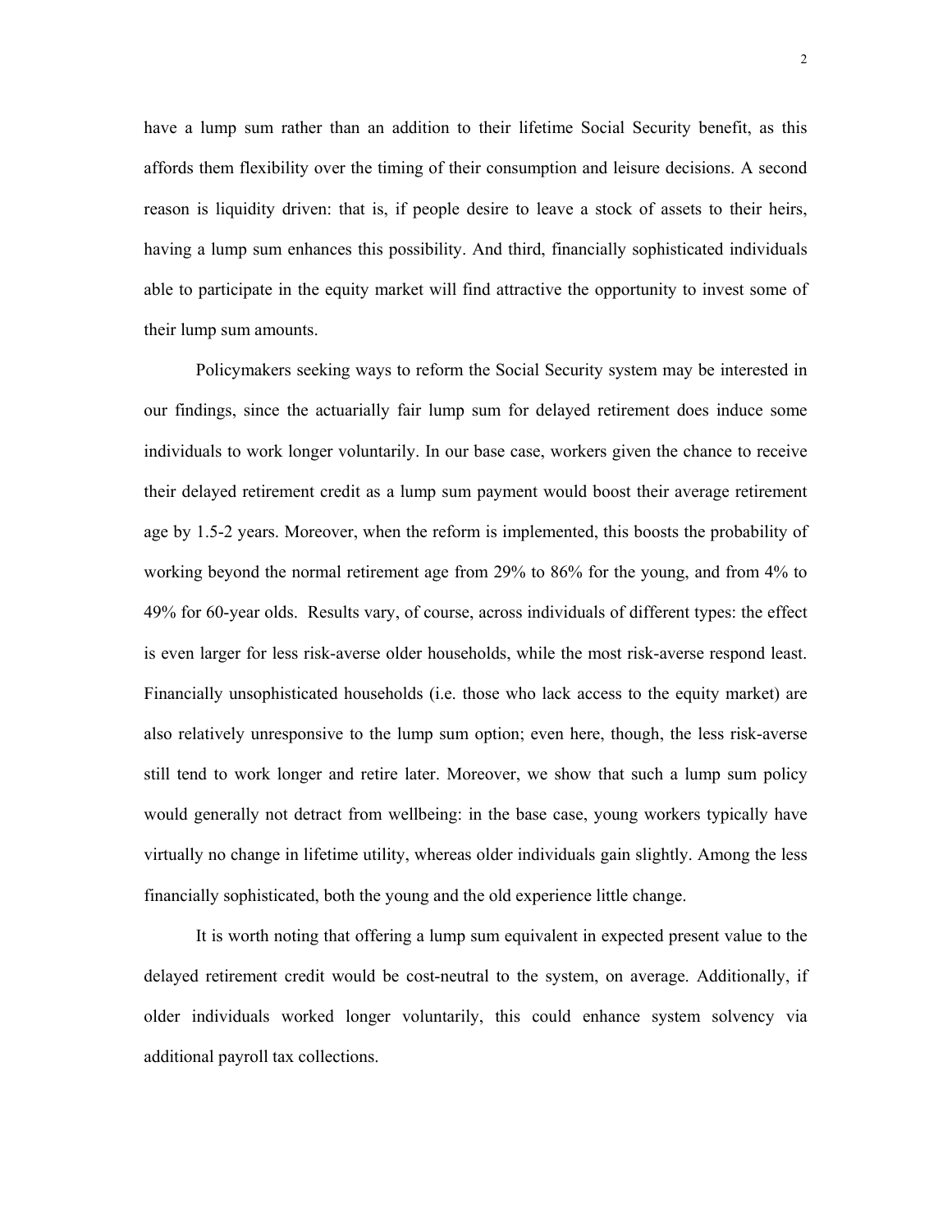have a lump sum rather than an addition to their lifetime Social Security benefit, as this affords them flexibility over the timing of their consumption and leisure decisions. A second reason is liquidity driven: that is, if people desire to leave a stock of assets to their heirs, having a lump sum enhances this possibility. And third, financially sophisticated individuals able to participate in the equity market will find attractive the opportunity to invest some of their lump sum amounts.

Policymakers seeking ways to reform the Social Security system may be interested in our findings, since the actuarially fair lump sum for delayed retirement does induce some individuals to work longer voluntarily. In our base case, workers given the chance to receive their delayed retirement credit as a lump sum payment would boost their average retirement age by 1.5-2 years. Moreover, when the reform is implemented, this boosts the probability of working beyond the normal retirement age from 29% to 86% for the young, and from 4% to 49% for 60-year olds. Results vary, of course, across individuals of different types: the effect is even larger for less risk-averse older households, while the most risk-averse respond least. Financially unsophisticated households (i.e. those who lack access to the equity market) are also relatively unresponsive to the lump sum option; even here, though, the less risk-averse still tend to work longer and retire later. Moreover, we show that such a lump sum policy would generally not detract from wellbeing: in the base case, young workers typically have virtually no change in lifetime utility, whereas older individuals gain slightly. Among the less financially sophisticated, both the young and the old experience little change.

It is worth noting that offering a lump sum equivalent in expected present value to the delayed retirement credit would be cost-neutral to the system, on average. Additionally, if older individuals worked longer voluntarily, this could enhance system solvency via additional payroll tax collections.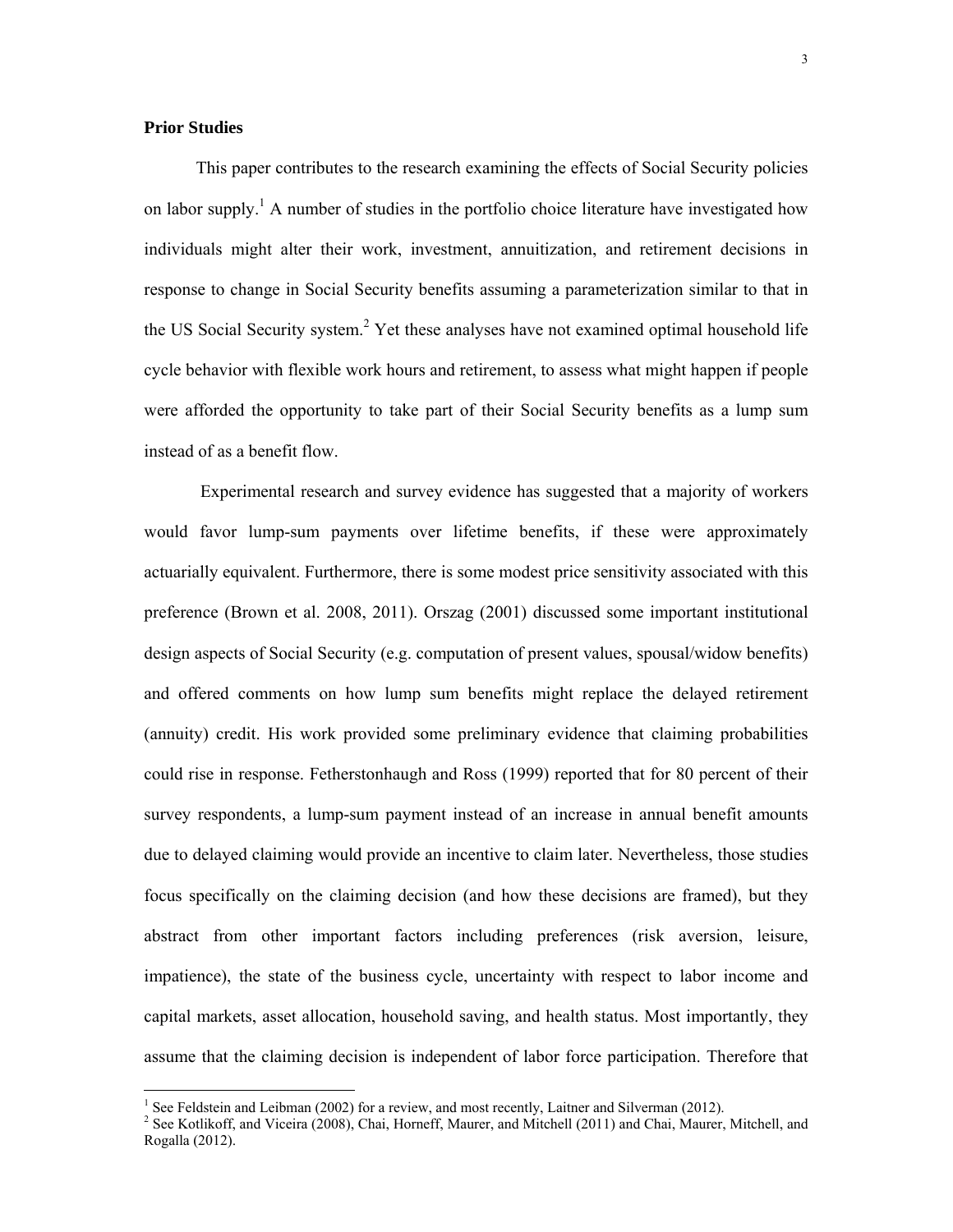**Prior Studies**

This paper contributes to the research examining the effects of Social Security policies on labor supply.[1] A number of studies in the portfolio choice literature have investigated how individuals might alter their work, investment, annuitization, and retirement decisions in response to change in Social Security benefits assuming a parameterization similar to that in the US Social Security system.[2] Yet these analyses have not examined optimal household life cycle behavior with flexible work hours and retirement, to assess what might happen if people were afforded the opportunity to take part of their Social Security benefits as a lump sum instead of as a benefit flow.

Experimental research and survey evidence has suggested that a majority of workers would favor lump-sum payments over lifetime benefits, if these were approximately actuarially equivalent. Furthermore, there is some modest price sensitivity associated with this preference (Brown et al. 2008, 2011). Orszag (2001) discussed some important institutional design aspects of Social Security (e.g. computation of present values, spousal/widow benefits) and offered comments on how lump sum benefits might replace the delayed retirement (annuity) credit. His work provided some preliminary evidence that claiming probabilities could rise in response. Fetherstonhaugh and Ross (1999) reported that for 80 percent of their survey respondents, a lump-sum payment instead of an increase in annual benefit amounts due to delayed claiming would provide an incentive to claim later. Nevertheless, those studies focus specifically on the claiming decision (and how these decisions are framed), but they abstract from other important factors including preferences (risk aversion, leisure, impatience), the state of the business cycle, uncertainty with respect to labor income and capital markets, asset allocation, household saving, and health status. Most importantly, they assume that the claiming decision is independent of labor force participation. Therefore that

[1] See Feldstein and Leibman (2002) for a review, and most recently, Laitner and Silverman (2012).

[2] See Kotlikoff, and Viceira (2008), Chai, Horneff, Maurer, and Mitchell (2011) and Chai, Maurer, Mitchell, and Rogalla (2012).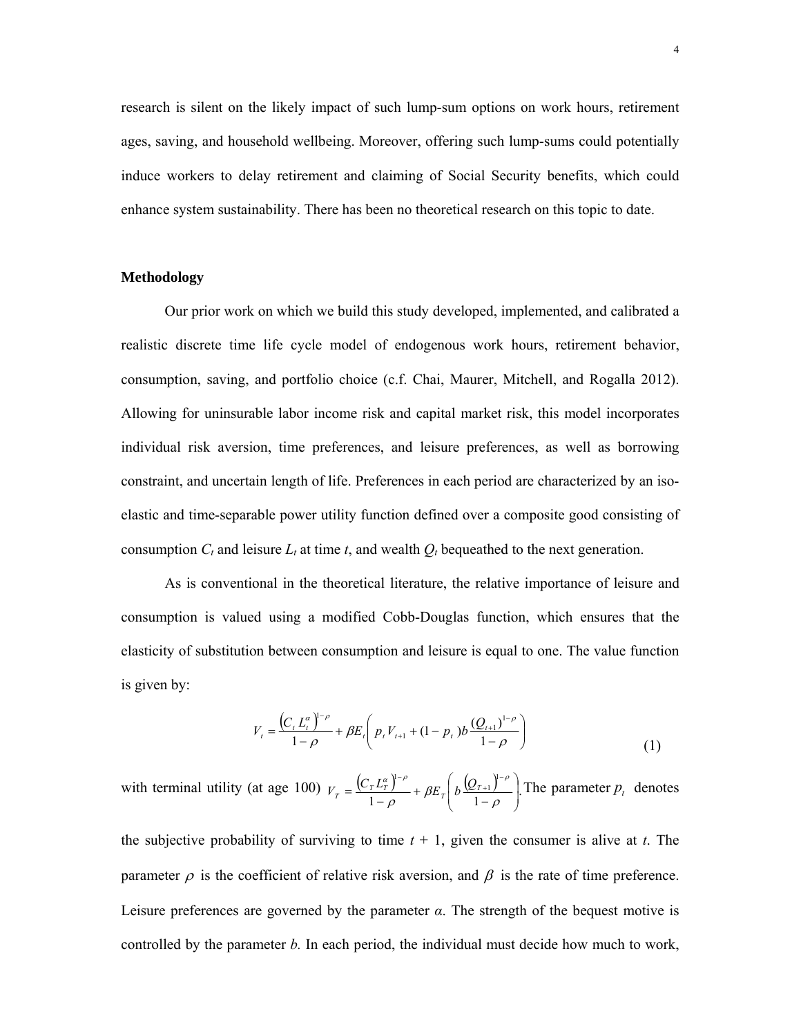research is silent on the likely impact of such lump-sum options on work hours, retirement ages, saving, and household wellbeing. Moreover, offering such lump-sums could potentially induce workers to delay retirement and claiming of Social Security benefits, which could enhance system sustainability. There has been no theoretical research on this topic to date.

**Methodology**

Our prior work on which we build this study developed, implemented, and calibrated a realistic discrete time life cycle model of endogenous work hours, retirement behavior, consumption, saving, and portfolio choice (c.f. Chai, Maurer, Mitchell, and Rogalla 2012). Allowing for uninsurable labor income risk and capital market risk, this model incorporates individual risk aversion, time preferences, and leisure preferences, as well as borrowing constraint, and uncertain length of life. Preferences in each period are characterized by an iso-elastic and time-separable power utility function defined over a composite good consisting of consumption $C_t$ and leisure $L_t$ at time $t$, and wealth $Q_t$ bequeathed to the next generation.

As is conventional in the theoretical literature, the relative importance of leisure and consumption is valued using a modified Cobb-Douglas function, which ensures that the elasticity of substitution between consumption and leisure is equal to one. The value function is given by:

$$V_t = \frac{\left(C_t L_t^{\alpha}\right)^{1-\rho}}{1-\rho} + \beta E_t\left( p_t V_{t+1} + (1-p_t) b \frac{(Q_{t+1})^{1-\rho}}{1-\rho} \right) \tag{1}$$

with terminal utility (at age 100) $V_T = \frac{\left(C_T L_T^{\alpha}\right)^{1-\rho}}{1-\rho} + \beta E_T\left( b \frac{\left(Q_{T+1}\right)^{1-\rho}}{1-\rho} \right)$. The parameter $p_t$ denotes the subjective probability of surviving to time $t$ + 1, given the consumer is alive at $t$. The parameter $\rho$ is the coefficient of relative risk aversion, and $\beta$ is the rate of time preference. Leisure preferences are governed by the parameter $\alpha$. The strength of the bequest motive is controlled by the parameter $b$. In each period, the individual must decide how much to work,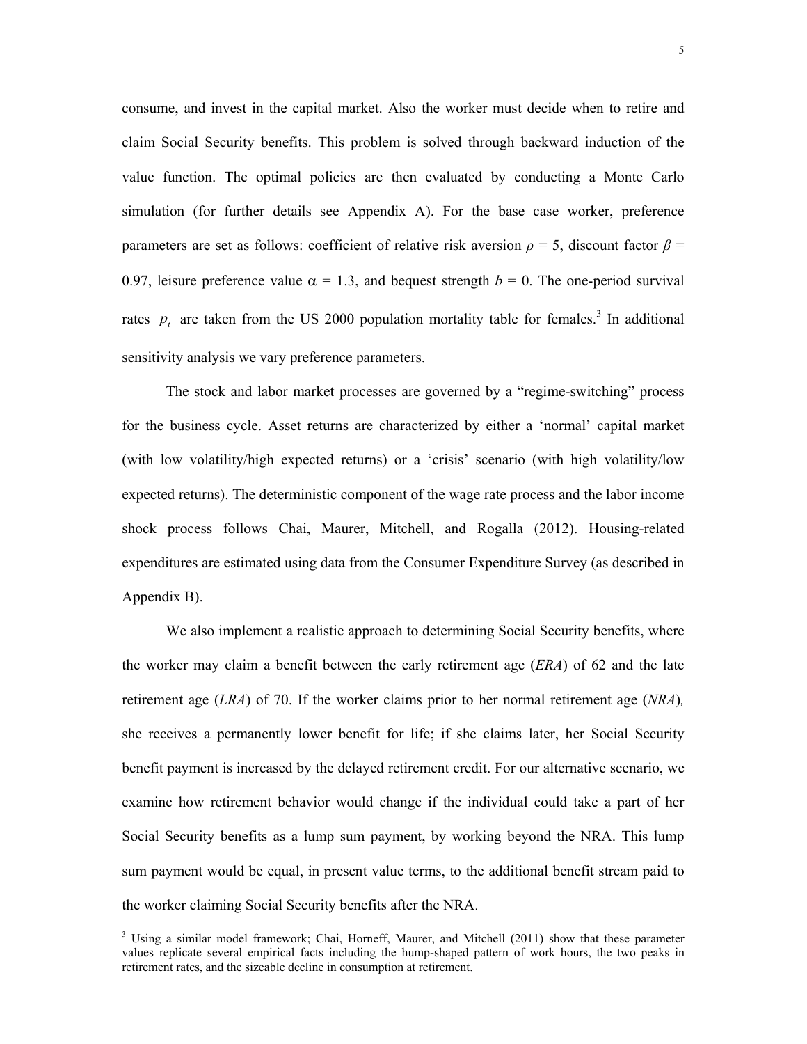consume, and invest in the capital market. Also the worker must decide when to retire and claim Social Security benefits. This problem is solved through backward induction of the value function. The optimal policies are then evaluated by conducting a Monte Carlo simulation (for further details see Appendix A). For the base case worker, preference parameters are set as follows: coefficient of relative risk aversion $\rho$ = 5, discount factor $\beta$ = 0.97, leisure preference value $\alpha$ = 1.3, and bequest strength $b$ = 0. The one-period survival rates $p_t$ are taken from the US 2000 population mortality table for females.[3] In additional sensitivity analysis we vary preference parameters.

The stock and labor market processes are governed by a "regime-switching" process for the business cycle. Asset returns are characterized by either a 'normal' capital market (with low volatility/high expected returns) or a 'crisis' scenario (with high volatility/low expected returns). The deterministic component of the wage rate process and the labor income shock process follows Chai, Maurer, Mitchell, and Rogalla (2012). Housing-related expenditures are estimated using data from the Consumer Expenditure Survey (as described in Appendix B).

We also implement a realistic approach to determining Social Security benefits, where the worker may claim a benefit between the early retirement age (*ERA*) of 62 and the late retirement age (*LRA*) of 70. If the worker claims prior to her normal retirement age (*NRA*), she receives a permanently lower benefit for life; if she claims later, her Social Security benefit payment is increased by the delayed retirement credit. For our alternative scenario, we examine how retirement behavior would change if the individual could take a part of her Social Security benefits as a lump sum payment, by working beyond the NRA. This lump sum payment would be equal, in present value terms, to the additional benefit stream paid to the worker claiming Social Security benefits after the NRA.

---

[3] Using a similar model framework; Chai, Horneff, Maurer, and Mitchell (2011) show that these parameter values replicate several empirical facts including the hump-shaped pattern of work hours, the two peaks in retirement rates, and the sizeable decline in consumption at retirement.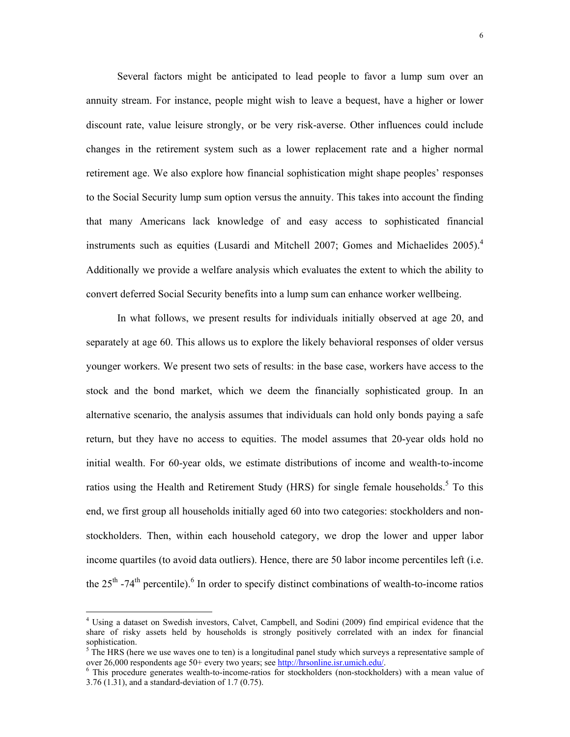Several factors might be anticipated to lead people to favor a lump sum over an annuity stream. For instance, people might wish to leave a bequest, have a higher or lower discount rate, value leisure strongly, or be very risk-averse. Other influences could include changes in the retirement system such as a lower replacement rate and a higher normal retirement age. We also explore how financial sophistication might shape peoples' responses to the Social Security lump sum option versus the annuity. This takes into account the finding that many Americans lack knowledge of and easy access to sophisticated financial instruments such as equities (Lusardi and Mitchell 2007; Gomes and Michaelides 2005).[4] Additionally we provide a welfare analysis which evaluates the extent to which the ability to convert deferred Social Security benefits into a lump sum can enhance worker wellbeing.

In what follows, we present results for individuals initially observed at age 20, and separately at age 60. This allows us to explore the likely behavioral responses of older versus younger workers. We present two sets of results: in the base case, workers have access to the stock and the bond market, which we deem the financially sophisticated group. In an alternative scenario, the analysis assumes that individuals can hold only bonds paying a safe return, but they have no access to equities. The model assumes that 20-year olds hold no initial wealth. For 60-year olds, we estimate distributions of income and wealth-to-income ratios using the Health and Retirement Study (HRS) for single female households.[5] To this end, we first group all households initially aged 60 into two categories: stockholders and non-stockholders. Then, within each household category, we drop the lower and upper labor income quartiles (to avoid data outliers). Hence, there are 50 labor income percentiles left (i.e. the 25th -74th percentile).[6] In order to specify distinct combinations of wealth-to-income ratios

---

[4] Using a dataset on Swedish investors, Calvet, Campbell, and Sodini (2009) find empirical evidence that the share of risky assets held by households is strongly positively correlated with an index for financial sophistication.

[5] The HRS (here we use waves one to ten) is a longitudinal panel study which surveys a representative sample of over 26,000 respondents age 50+ every two years; see http://hrsonline.isr.umich.edu/.

[6] This procedure generates wealth-to-income-ratios for stockholders (non-stockholders) with a mean value of 3.76 (1.31), and a standard-deviation of 1.7 (0.75).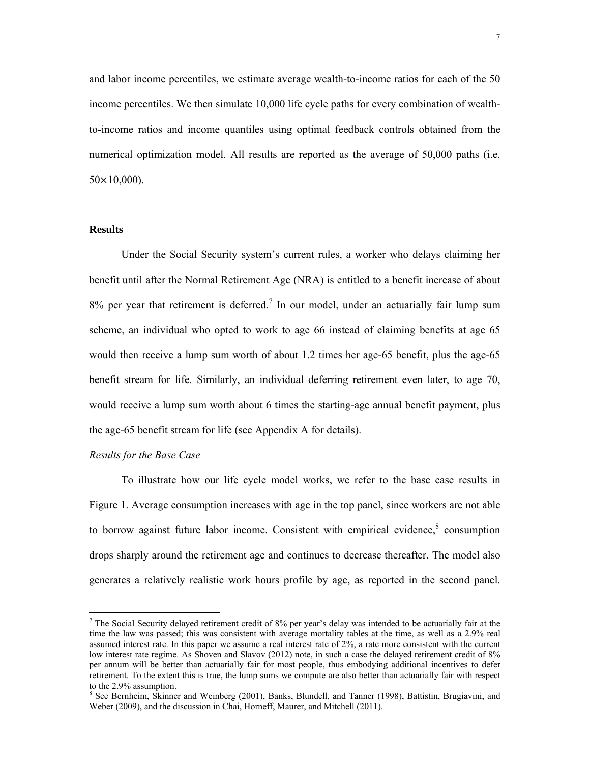and labor income percentiles, we estimate average wealth-to-income ratios for each of the 50 income percentiles. We then simulate 10,000 life cycle paths for every combination of wealth-to-income ratios and income quantiles using optimal feedback controls obtained from the numerical optimization model. All results are reported as the average of 50,000 paths (i.e. $50 \times 10{,}000$).

### Results

Under the Social Security system's current rules, a worker who delays claiming her benefit until after the Normal Retirement Age (NRA) is entitled to a benefit increase of about 8% per year that retirement is deferred.[7] In our model, under an actuarially fair lump sum scheme, an individual who opted to work to age 66 instead of claiming benefits at age 65 would then receive a lump sum worth of about 1.2 times her age-65 benefit, plus the age-65 benefit stream for life. Similarly, an individual deferring retirement even later, to age 70, would receive a lump sum worth about 6 times the starting-age annual benefit payment, plus the age-65 benefit stream for life (see Appendix A for details).

*Results for the Base Case*

To illustrate how our life cycle model works, we refer to the base case results in Figure 1. Average consumption increases with age in the top panel, since workers are not able to borrow against future labor income. Consistent with empirical evidence,[8] consumption drops sharply around the retirement age and continues to decrease thereafter. The model also generates a relatively realistic work hours profile by age, as reported in the second panel.

---

[7] The Social Security delayed retirement credit of 8% per year's delay was intended to be actuarially fair at the time the law was passed; this was consistent with average mortality tables at the time, as well as a 2.9% real assumed interest rate. In this paper we assume a real interest rate of 2%, a rate more consistent with the current low interest rate regime. As Shoven and Slavov (2012) note, in such a case the delayed retirement credit of 8% per annum will be better than actuarially fair for most people, thus embodying additional incentives to defer retirement. To the extent this is true, the lump sums we compute are also better than actuarially fair with respect to the 2.9% assumption.

[8] See Bernheim, Skinner and Weinberg (2001), Banks, Blundell, and Tanner (1998), Battistin, Brugiavini, and Weber (2009), and the discussion in Chai, Horneff, Maurer, and Mitchell (2011).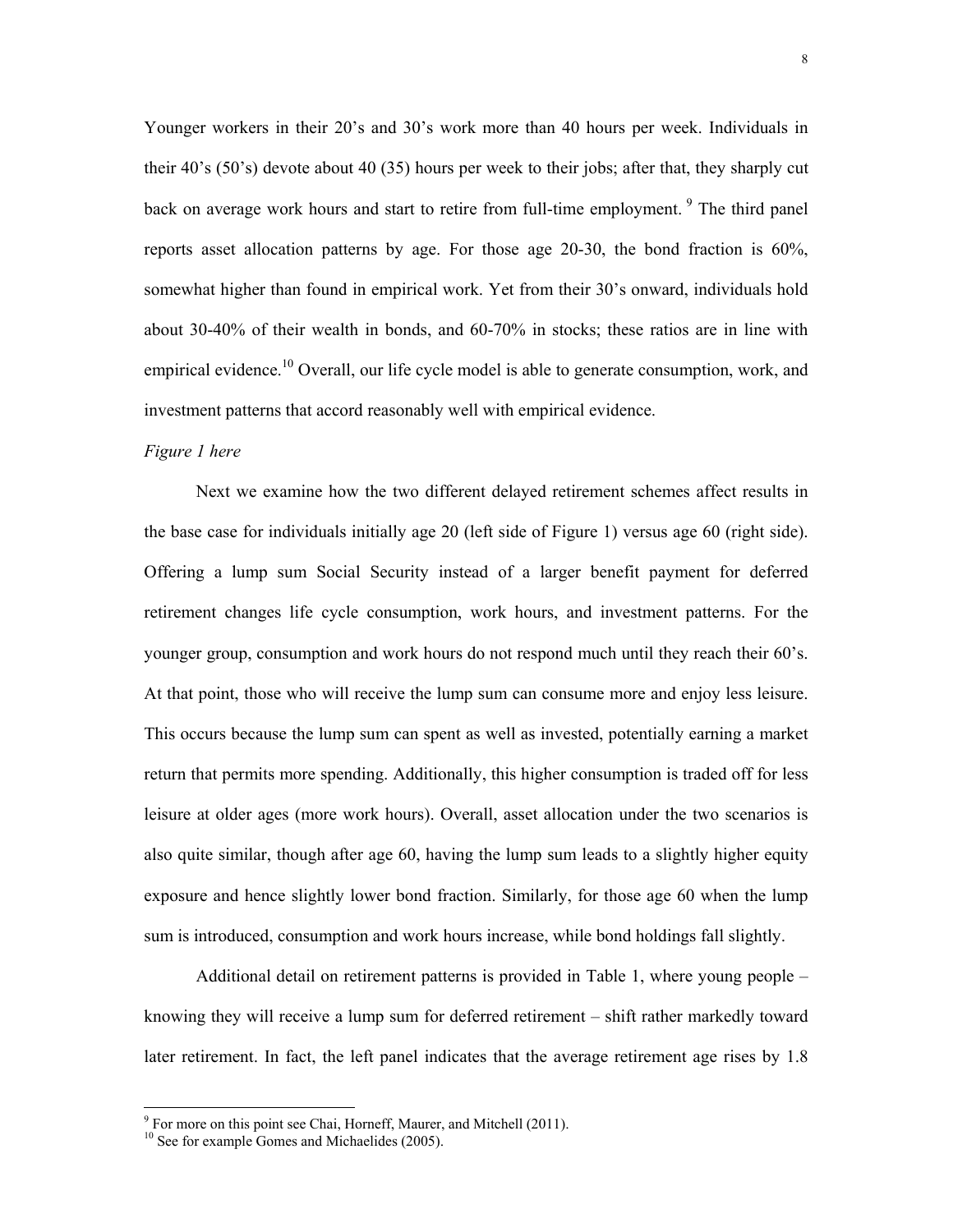Younger workers in their 20's and 30's work more than 40 hours per week. Individuals in their 40's (50's) devote about 40 (35) hours per week to their jobs; after that, they sharply cut back on average work hours and start to retire from full-time employment. [9] The third panel reports asset allocation patterns by age. For those age 20-30, the bond fraction is 60%, somewhat higher than found in empirical work. Yet from their 30's onward, individuals hold about 30-40% of their wealth in bonds, and 60-70% in stocks; these ratios are in line with empirical evidence.[10] Overall, our life cycle model is able to generate consumption, work, and investment patterns that accord reasonably well with empirical evidence.

*Figure 1 here*

Next we examine how the two different delayed retirement schemes affect results in the base case for individuals initially age 20 (left side of Figure 1) versus age 60 (right side). Offering a lump sum Social Security instead of a larger benefit payment for deferred retirement changes life cycle consumption, work hours, and investment patterns. For the younger group, consumption and work hours do not respond much until they reach their 60's. At that point, those who will receive the lump sum can consume more and enjoy less leisure. This occurs because the lump sum can spent as well as invested, potentially earning a market return that permits more spending. Additionally, this higher consumption is traded off for less leisure at older ages (more work hours). Overall, asset allocation under the two scenarios is also quite similar, though after age 60, having the lump sum leads to a slightly higher equity exposure and hence slightly lower bond fraction. Similarly, for those age 60 when the lump sum is introduced, consumption and work hours increase, while bond holdings fall slightly.

Additional detail on retirement patterns is provided in Table 1, where young people – knowing they will receive a lump sum for deferred retirement – shift rather markedly toward later retirement. In fact, the left panel indicates that the average retirement age rises by 1.8

---

[9] For more on this point see Chai, Horneff, Maurer, and Mitchell (2011).

[10] See for example Gomes and Michaelides (2005).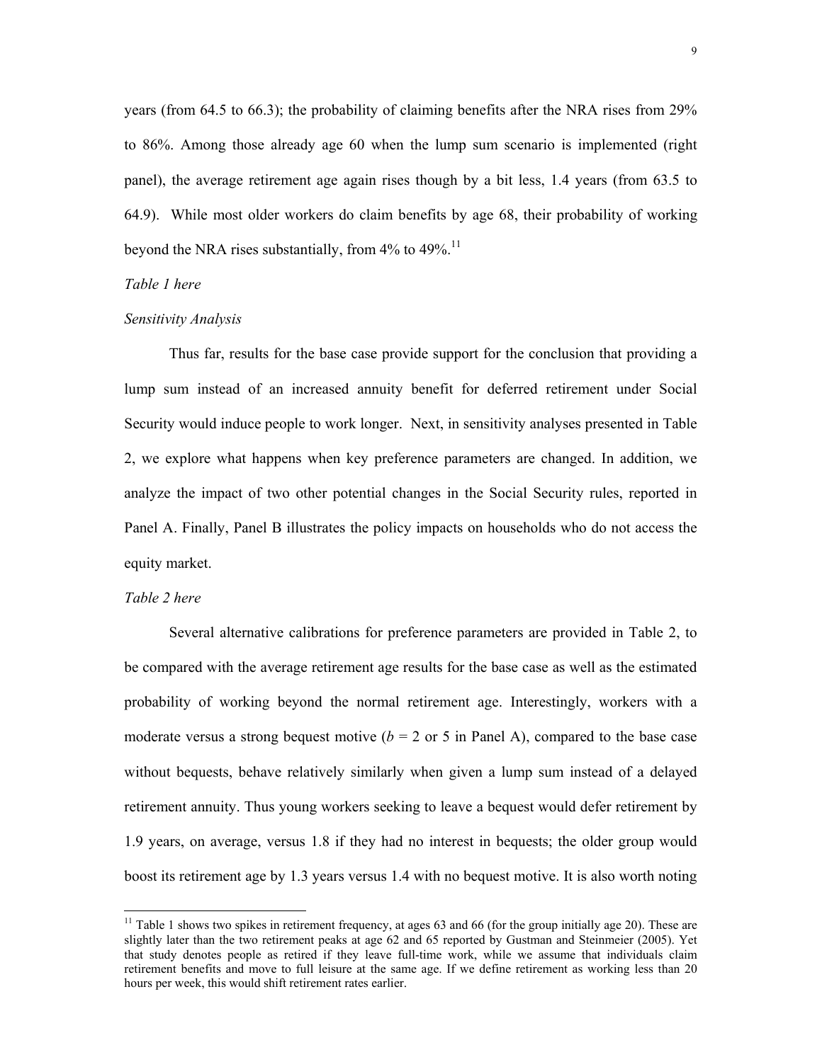years (from 64.5 to 66.3); the probability of claiming benefits after the NRA rises from 29% to 86%. Among those already age 60 when the lump sum scenario is implemented (right panel), the average retirement age again rises though by a bit less, 1.4 years (from 63.5 to 64.9). While most older workers do claim benefits by age 68, their probability of working beyond the NRA rises substantially, from 4% to 49%.[11]

*Table 1 here*

*Sensitivity Analysis*

Thus far, results for the base case provide support for the conclusion that providing a lump sum instead of an increased annuity benefit for deferred retirement under Social Security would induce people to work longer. Next, in sensitivity analyses presented in Table 2, we explore what happens when key preference parameters are changed. In addition, we analyze the impact of two other potential changes in the Social Security rules, reported in Panel A. Finally, Panel B illustrates the policy impacts on households who do not access the equity market.

*Table 2 here*

Several alternative calibrations for preference parameters are provided in Table 2, to be compared with the average retirement age results for the base case as well as the estimated probability of working beyond the normal retirement age. Interestingly, workers with a moderate versus a strong bequest motive ($b$ = 2 or 5 in Panel A), compared to the base case without bequests, behave relatively similarly when given a lump sum instead of a delayed retirement annuity. Thus young workers seeking to leave a bequest would defer retirement by 1.9 years, on average, versus 1.8 if they had no interest in bequests; the older group would boost its retirement age by 1.3 years versus 1.4 with no bequest motive. It is also worth noting

---

[11] Table 1 shows two spikes in retirement frequency, at ages 63 and 66 (for the group initially age 20). These are slightly later than the two retirement peaks at age 62 and 65 reported by Gustman and Steinmeier (2005). Yet that study denotes people as retired if they leave full-time work, while we assume that individuals claim retirement benefits and move to full leisure at the same age. If we define retirement as working less than 20 hours per week, this would shift retirement rates earlier.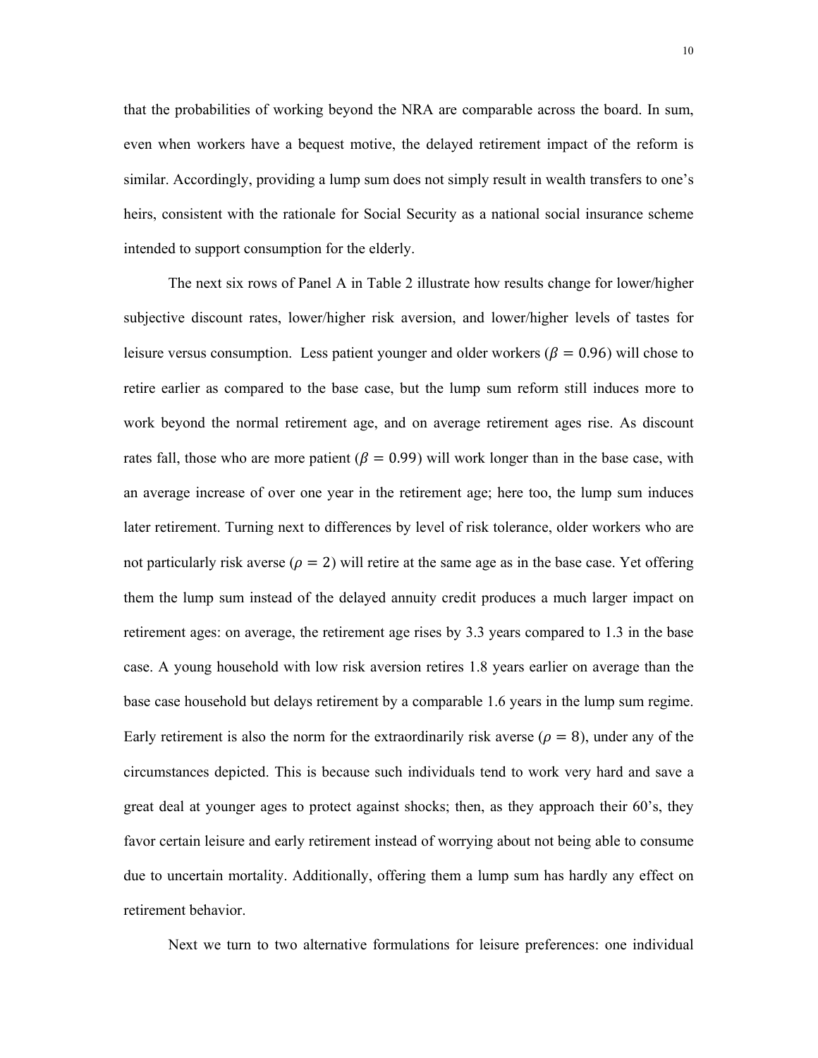that the probabilities of working beyond the NRA are comparable across the board. In sum, even when workers have a bequest motive, the delayed retirement impact of the reform is similar. Accordingly, providing a lump sum does not simply result in wealth transfers to one's heirs, consistent with the rationale for Social Security as a national social insurance scheme intended to support consumption for the elderly.

The next six rows of Panel A in Table 2 illustrate how results change for lower/higher subjective discount rates, lower/higher risk aversion, and lower/higher levels of tastes for leisure versus consumption. Less patient younger and older workers ($\beta = 0.96$) will chose to retire earlier as compared to the base case, but the lump sum reform still induces more to work beyond the normal retirement age, and on average retirement ages rise. As discount rates fall, those who are more patient ($\beta = 0.99$) will work longer than in the base case, with an average increase of over one year in the retirement age; here too, the lump sum induces later retirement. Turning next to differences by level of risk tolerance, older workers who are not particularly risk averse ($\rho = 2$) will retire at the same age as in the base case. Yet offering them the lump sum instead of the delayed annuity credit produces a much larger impact on retirement ages: on average, the retirement age rises by 3.3 years compared to 1.3 in the base case. A young household with low risk aversion retires 1.8 years earlier on average than the base case household but delays retirement by a comparable 1.6 years in the lump sum regime. Early retirement is also the norm for the extraordinarily risk averse ($\rho = 8$), under any of the circumstances depicted. This is because such individuals tend to work very hard and save a great deal at younger ages to protect against shocks; then, as they approach their 60's, they favor certain leisure and early retirement instead of worrying about not being able to consume due to uncertain mortality. Additionally, offering them a lump sum has hardly any effect on retirement behavior.

Next we turn to two alternative formulations for leisure preferences: one individual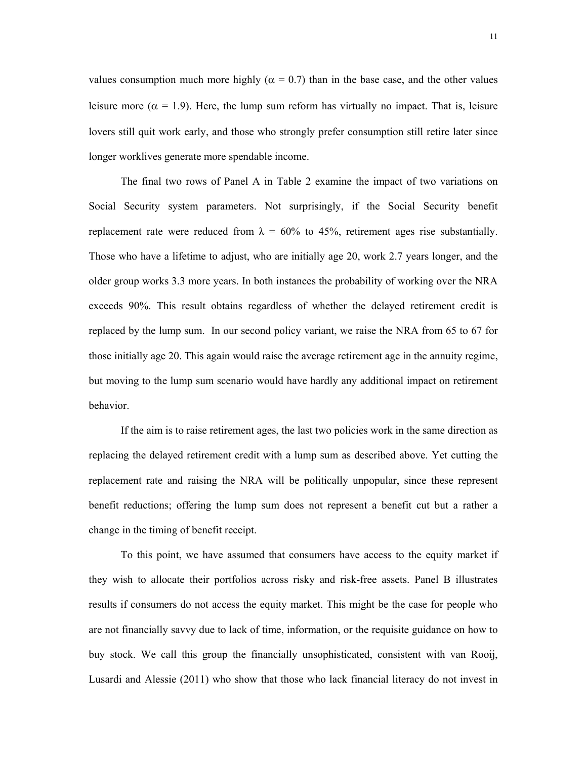values consumption much more highly ($\alpha$ = 0.7) than in the base case, and the other values leisure more ($\alpha$ = 1.9). Here, the lump sum reform has virtually no impact. That is, leisure lovers still quit work early, and those who strongly prefer consumption still retire later since longer worklives generate more spendable income.

The final two rows of Panel A in Table 2 examine the impact of two variations on Social Security system parameters. Not surprisingly, if the Social Security benefit replacement rate were reduced from $\lambda$ = 60% to 45%, retirement ages rise substantially. Those who have a lifetime to adjust, who are initially age 20, work 2.7 years longer, and the older group works 3.3 more years. In both instances the probability of working over the NRA exceeds 90%. This result obtains regardless of whether the delayed retirement credit is replaced by the lump sum. In our second policy variant, we raise the NRA from 65 to 67 for those initially age 20. This again would raise the average retirement age in the annuity regime, but moving to the lump sum scenario would have hardly any additional impact on retirement behavior.

If the aim is to raise retirement ages, the last two policies work in the same direction as replacing the delayed retirement credit with a lump sum as described above. Yet cutting the replacement rate and raising the NRA will be politically unpopular, since these represent benefit reductions; offering the lump sum does not represent a benefit cut but a rather a change in the timing of benefit receipt.

To this point, we have assumed that consumers have access to the equity market if they wish to allocate their portfolios across risky and risk-free assets. Panel B illustrates results if consumers do not access the equity market. This might be the case for people who are not financially savvy due to lack of time, information, or the requisite guidance on how to buy stock. We call this group the financially unsophisticated, consistent with van Rooij, Lusardi and Alessie (2011) who show that those who lack financial literacy do not invest in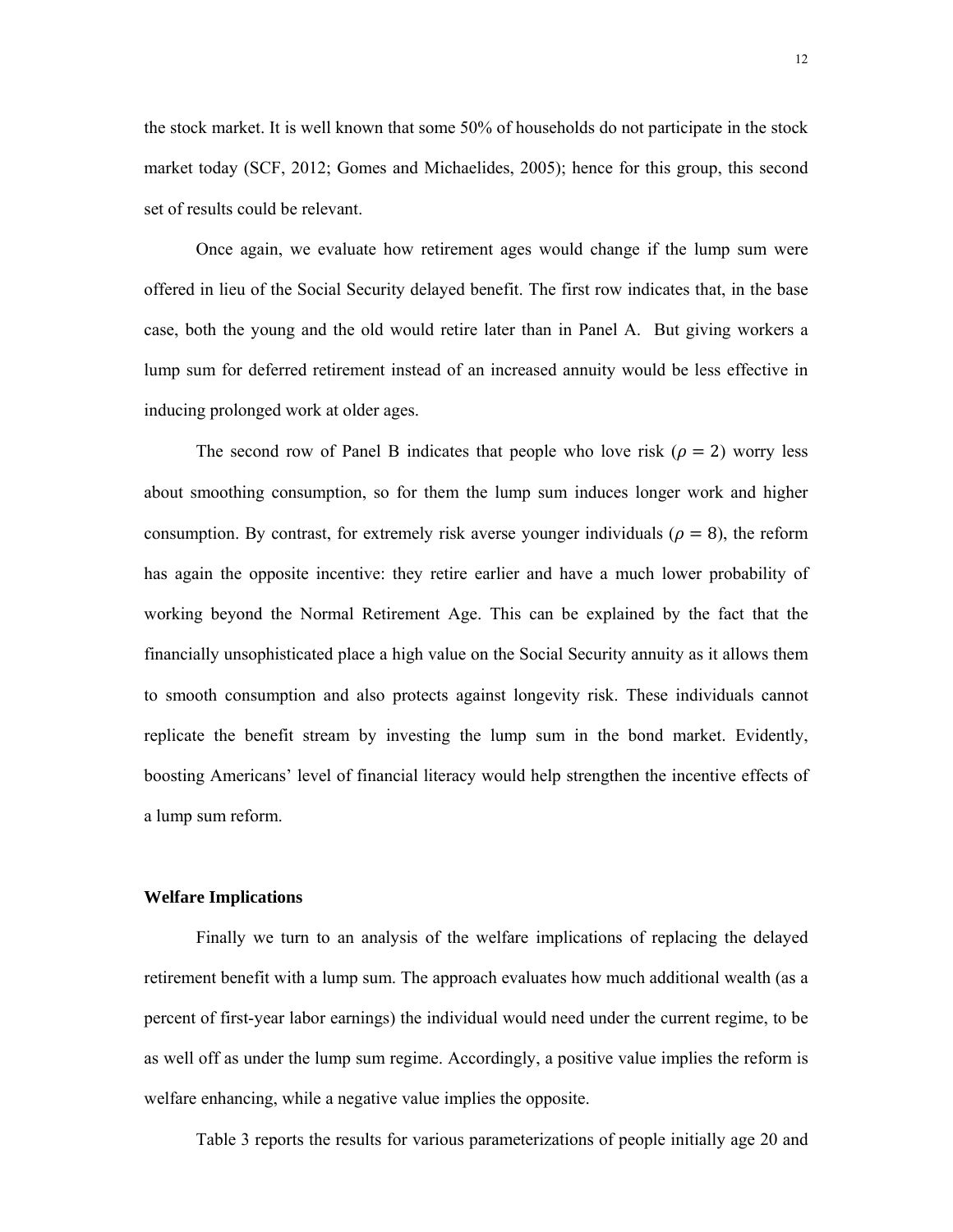the stock market. It is well known that some 50% of households do not participate in the stock market today (SCF, 2012; Gomes and Michaelides, 2005); hence for this group, this second set of results could be relevant.

Once again, we evaluate how retirement ages would change if the lump sum were offered in lieu of the Social Security delayed benefit. The first row indicates that, in the base case, both the young and the old would retire later than in Panel A. But giving workers a lump sum for deferred retirement instead of an increased annuity would be less effective in inducing prolonged work at older ages.

The second row of Panel B indicates that people who love risk ($\rho = 2$) worry less about smoothing consumption, so for them the lump sum induces longer work and higher consumption. By contrast, for extremely risk averse younger individuals ($\rho = 8$), the reform has again the opposite incentive: they retire earlier and have a much lower probability of working beyond the Normal Retirement Age. This can be explained by the fact that the financially unsophisticated place a high value on the Social Security annuity as it allows them to smooth consumption and also protects against longevity risk. These individuals cannot replicate the benefit stream by investing the lump sum in the bond market. Evidently, boosting Americans' level of financial literacy would help strengthen the incentive effects of a lump sum reform.

**Welfare Implications**

Finally we turn to an analysis of the welfare implications of replacing the delayed retirement benefit with a lump sum. The approach evaluates how much additional wealth (as a percent of first-year labor earnings) the individual would need under the current regime, to be as well off as under the lump sum regime. Accordingly, a positive value implies the reform is welfare enhancing, while a negative value implies the opposite.

Table 3 reports the results for various parameterizations of people initially age 20 and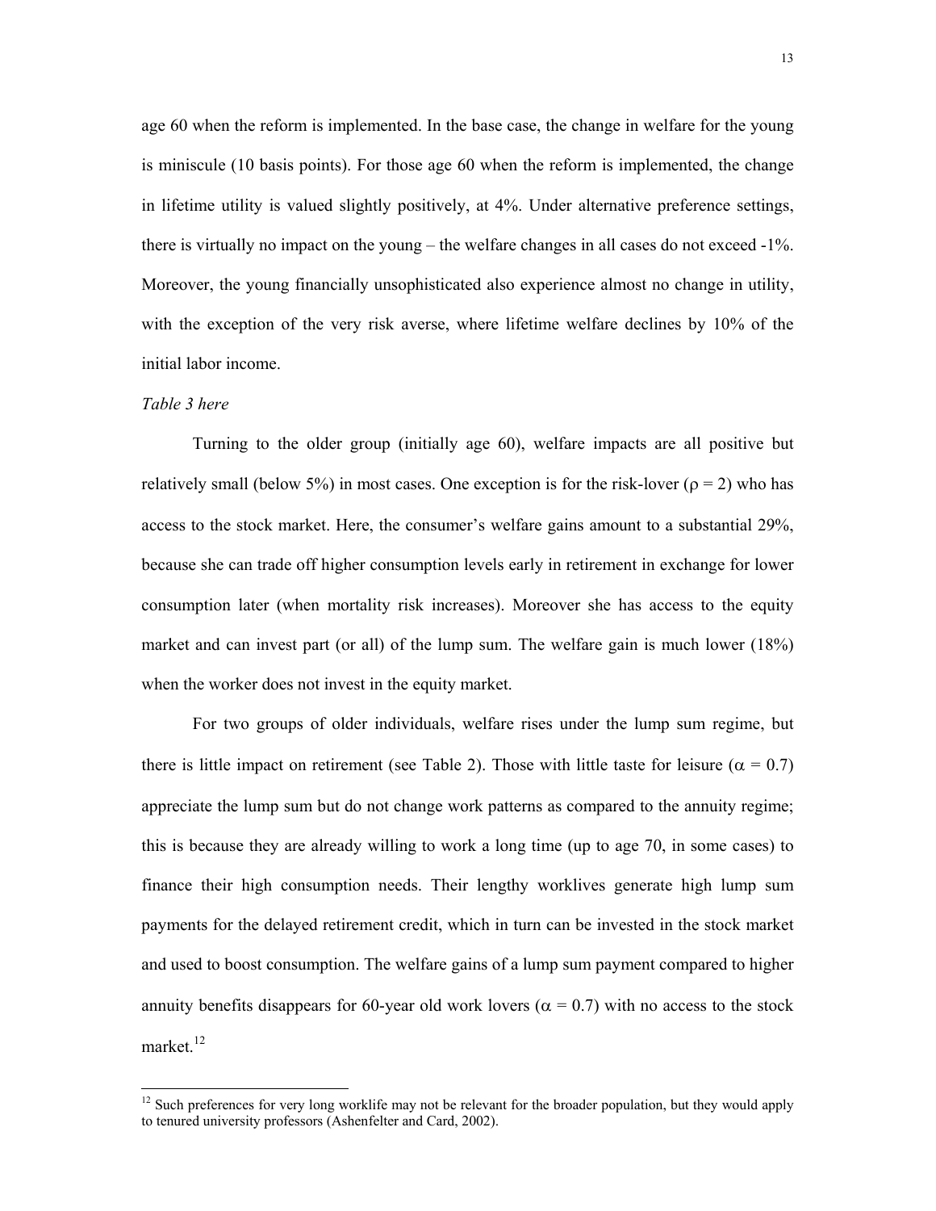age 60 when the reform is implemented. In the base case, the change in welfare for the young is miniscule (10 basis points). For those age 60 when the reform is implemented, the change in lifetime utility is valued slightly positively, at 4%. Under alternative preference settings, there is virtually no impact on the young – the welfare changes in all cases do not exceed -1%. Moreover, the young financially unsophisticated also experience almost no change in utility, with the exception of the very risk averse, where lifetime welfare declines by 10% of the initial labor income.

*Table 3 here*

Turning to the older group (initially age 60), welfare impacts are all positive but relatively small (below 5%) in most cases. One exception is for the risk-lover ($\rho = 2$) who has access to the stock market. Here, the consumer's welfare gains amount to a substantial 29%, because she can trade off higher consumption levels early in retirement in exchange for lower consumption later (when mortality risk increases). Moreover she has access to the equity market and can invest part (or all) of the lump sum. The welfare gain is much lower (18%) when the worker does not invest in the equity market.

For two groups of older individuals, welfare rises under the lump sum regime, but there is little impact on retirement (see Table 2). Those with little taste for leisure ($\alpha = 0.7$) appreciate the lump sum but do not change work patterns as compared to the annuity regime; this is because they are already willing to work a long time (up to age 70, in some cases) to finance their high consumption needs. Their lengthy worklives generate high lump sum payments for the delayed retirement credit, which in turn can be invested in the stock market and used to boost consumption. The welfare gains of a lump sum payment compared to higher annuity benefits disappears for 60-year old work lovers ($\alpha = 0.7$) with no access to the stock market.[12]

[12] Such preferences for very long worklife may not be relevant for the broader population, but they would apply to tenured university professors (Ashenfelter and Card, 2002).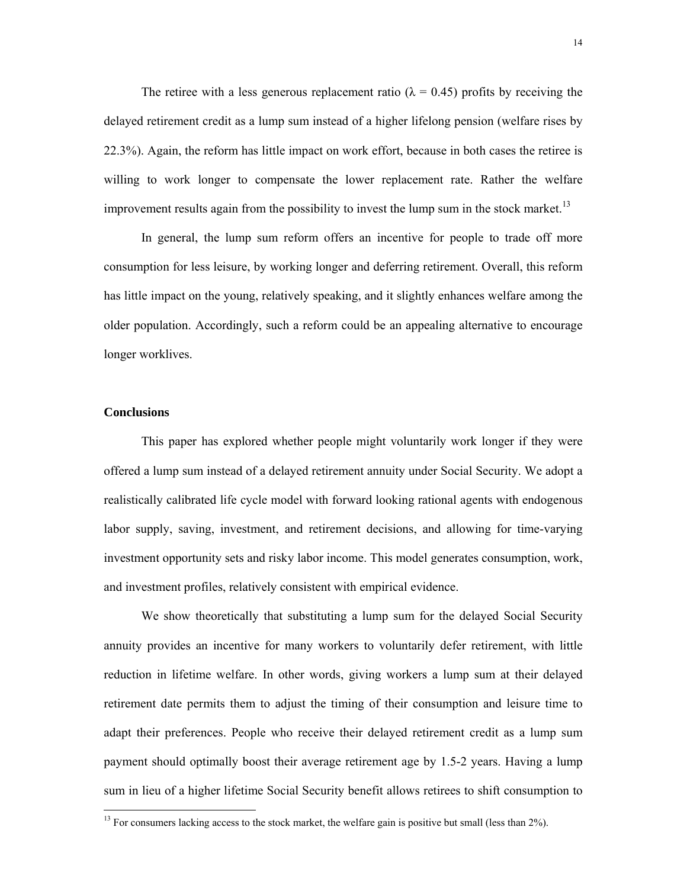The retiree with a less generous replacement ratio ($\lambda = 0.45$) profits by receiving the delayed retirement credit as a lump sum instead of a higher lifelong pension (welfare rises by 22.3%). Again, the reform has little impact on work effort, because in both cases the retiree is willing to work longer to compensate the lower replacement rate. Rather the welfare improvement results again from the possibility to invest the lump sum in the stock market.[13]

In general, the lump sum reform offers an incentive for people to trade off more consumption for less leisure, by working longer and deferring retirement. Overall, this reform has little impact on the young, relatively speaking, and it slightly enhances welfare among the older population. Accordingly, such a reform could be an appealing alternative to encourage longer worklives.

## Conclusions

This paper has explored whether people might voluntarily work longer if they were offered a lump sum instead of a delayed retirement annuity under Social Security. We adopt a realistically calibrated life cycle model with forward looking rational agents with endogenous labor supply, saving, investment, and retirement decisions, and allowing for time-varying investment opportunity sets and risky labor income. This model generates consumption, work, and investment profiles, relatively consistent with empirical evidence.

We show theoretically that substituting a lump sum for the delayed Social Security annuity provides an incentive for many workers to voluntarily defer retirement, with little reduction in lifetime welfare. In other words, giving workers a lump sum at their delayed retirement date permits them to adjust the timing of their consumption and leisure time to adapt their preferences. People who receive their delayed retirement credit as a lump sum payment should optimally boost their average retirement age by 1.5-2 years. Having a lump sum in lieu of a higher lifetime Social Security benefit allows retirees to shift consumption to

[13] For consumers lacking access to the stock market, the welfare gain is positive but small (less than 2%).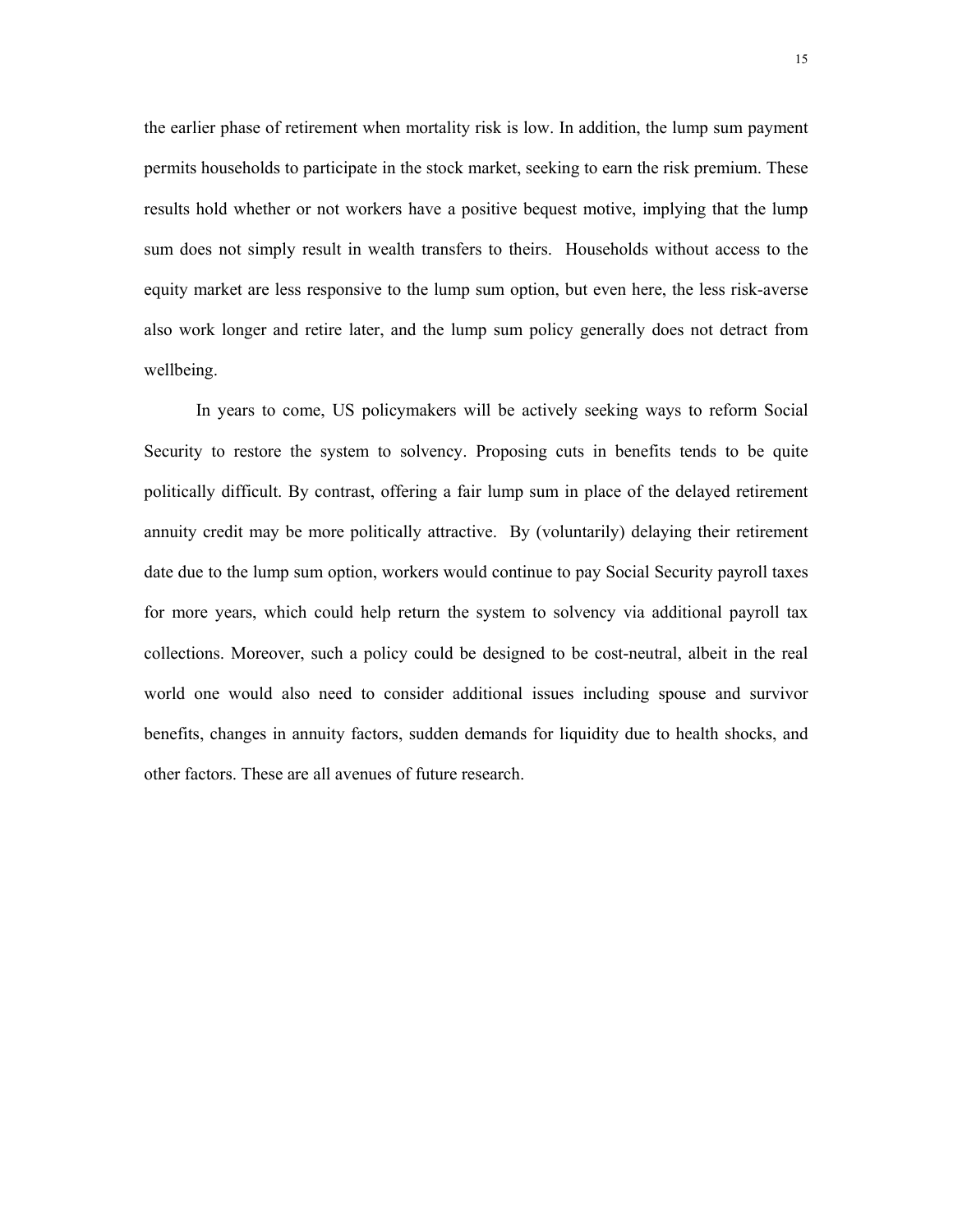the earlier phase of retirement when mortality risk is low. In addition, the lump sum payment permits households to participate in the stock market, seeking to earn the risk premium. These results hold whether or not workers have a positive bequest motive, implying that the lump sum does not simply result in wealth transfers to theirs.  Households without access to the equity market are less responsive to the lump sum option, but even here, the less risk-averse also work longer and retire later, and the lump sum policy generally does not detract from wellbeing.

In years to come, US policymakers will be actively seeking ways to reform Social Security to restore the system to solvency. Proposing cuts in benefits tends to be quite politically difficult. By contrast, offering a fair lump sum in place of the delayed retirement annuity credit may be more politically attractive.  By (voluntarily) delaying their retirement date due to the lump sum option, workers would continue to pay Social Security payroll taxes for more years, which could help return the system to solvency via additional payroll tax collections. Moreover, such a policy could be designed to be cost-neutral, albeit in the real world one would also need to consider additional issues including spouse and survivor benefits, changes in annuity factors, sudden demands for liquidity due to health shocks, and other factors. These are all avenues of future research.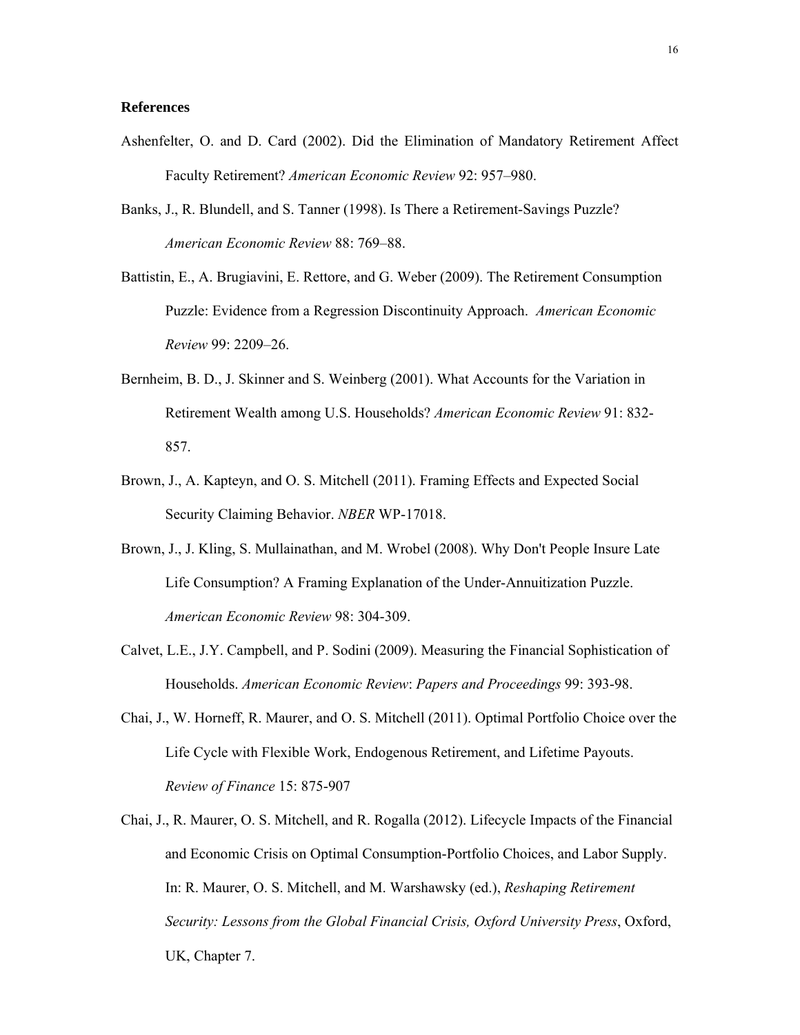**References**

Ashenfelter, O. and D. Card (2002). Did the Elimination of Mandatory Retirement Affect Faculty Retirement? *American Economic Review* 92: 957–980.

Banks, J., R. Blundell, and S. Tanner (1998). Is There a Retirement-Savings Puzzle? *American Economic Review* 88: 769–88.

Battistin, E., A. Brugiavini, E. Rettore, and G. Weber (2009). The Retirement Consumption Puzzle: Evidence from a Regression Discontinuity Approach. *American Economic Review* 99: 2209–26.

Bernheim, B. D., J. Skinner and S. Weinberg (2001). What Accounts for the Variation in Retirement Wealth among U.S. Households? *American Economic Review* 91: 832-857.

Brown, J., A. Kapteyn, and O. S. Mitchell (2011). Framing Effects and Expected Social Security Claiming Behavior. *NBER* WP-17018.

Brown, J., J. Kling, S. Mullainathan, and M. Wrobel (2008). Why Don't People Insure Late Life Consumption? A Framing Explanation of the Under-Annuitization Puzzle. *American Economic Review* 98: 304-309.

Calvet, L.E., J.Y. Campbell, and P. Sodini (2009). Measuring the Financial Sophistication of Households. *American Economic Review*: *Papers and Proceedings* 99: 393-98.

Chai, J., W. Horneff, R. Maurer, and O. S. Mitchell (2011). Optimal Portfolio Choice over the Life Cycle with Flexible Work, Endogenous Retirement, and Lifetime Payouts. *Review of Finance* 15: 875-907

Chai, J., R. Maurer, O. S. Mitchell, and R. Rogalla (2012). Lifecycle Impacts of the Financial and Economic Crisis on Optimal Consumption-Portfolio Choices, and Labor Supply. In: R. Maurer, O. S. Mitchell, and M. Warshawsky (ed.), *Reshaping Retirement Security: Lessons from the Global Financial Crisis, Oxford University Press*, Oxford, UK, Chapter 7.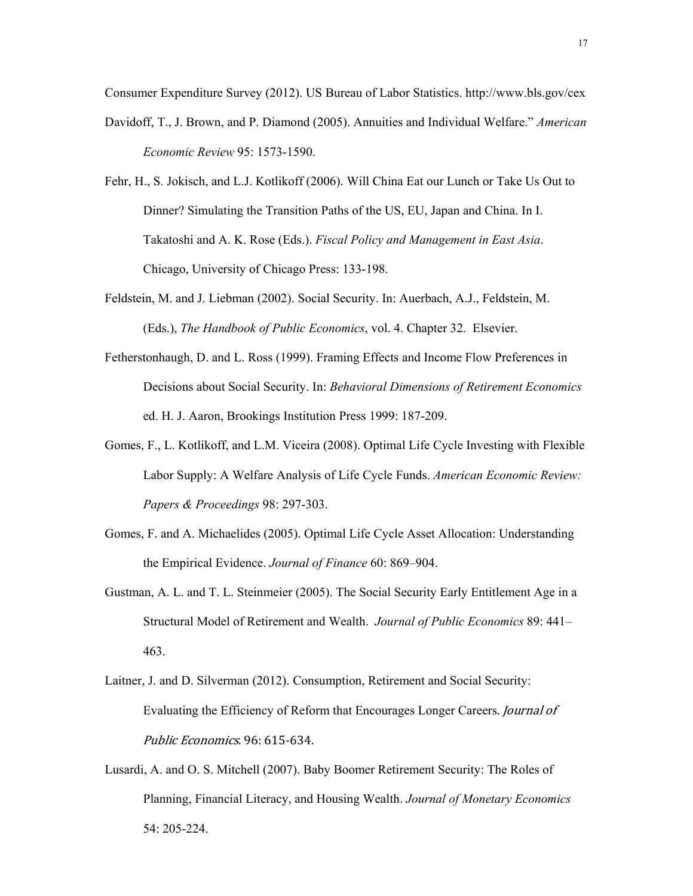Consumer Expenditure Survey (2012). US Bureau of Labor Statistics. http://www.bls.gov/cex

Davidoff, T., J. Brown, and P. Diamond (2005). Annuities and Individual Welfare." *American Economic Review* 95: 1573-1590.

Fehr, H., S. Jokisch, and L.J. Kotlikoff (2006). Will China Eat our Lunch or Take Us Out to Dinner? Simulating the Transition Paths of the US, EU, Japan and China. In I. Takatoshi and A. K. Rose (Eds.). *Fiscal Policy and Management in East Asia*. Chicago, University of Chicago Press: 133-198.

Feldstein, M. and J. Liebman (2002). Social Security. In: Auerbach, A.J., Feldstein, M. (Eds.), *The Handbook of Public Economics*, vol. 4. Chapter 32. Elsevier.

Fetherstonhaugh, D. and L. Ross (1999). Framing Effects and Income Flow Preferences in Decisions about Social Security. In: *Behavioral Dimensions of Retirement Economics* ed. H. J. Aaron, Brookings Institution Press 1999: 187-209.

Gomes, F., L. Kotlikoff, and L.M. Viceira (2008). Optimal Life Cycle Investing with Flexible Labor Supply: A Welfare Analysis of Life Cycle Funds. *American Economic Review: Papers & Proceedings* 98: 297-303.

Gomes, F. and A. Michaelides (2005). Optimal Life Cycle Asset Allocation: Understanding the Empirical Evidence. *Journal of Finance* 60: 869–904.

Gustman, A. L. and T. L. Steinmeier (2005). The Social Security Early Entitlement Age in a Structural Model of Retirement and Wealth. *Journal of Public Economics* 89: 441–463.

Laitner, J. and D. Silverman (2012). Consumption, Retirement and Social Security: Evaluating the Efficiency of Reform that Encourages Longer Careers. *Journal of Public Economics*. 96: 615-634.

Lusardi, A. and O. S. Mitchell (2007). Baby Boomer Retirement Security: The Roles of Planning, Financial Literacy, and Housing Wealth. *Journal of Monetary Economics* 54: 205-224.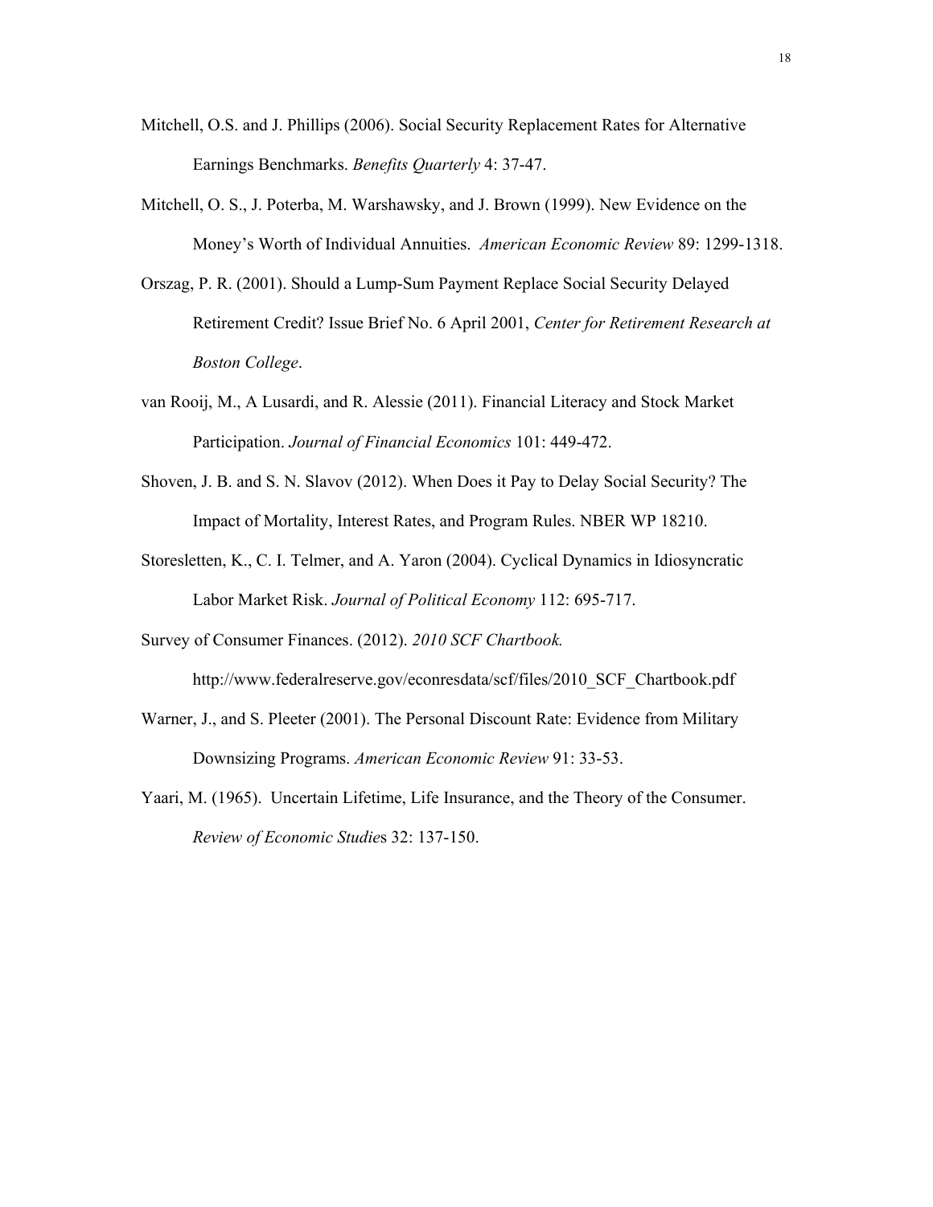Mitchell, O.S. and J. Phillips (2006). Social Security Replacement Rates for Alternative Earnings Benchmarks. *Benefits Quarterly* 4: 37-47.

Mitchell, O. S., J. Poterba, M. Warshawsky, and J. Brown (1999). New Evidence on the Money's Worth of Individual Annuities. *American Economic Review* 89: 1299-1318.

Orszag, P. R. (2001). Should a Lump-Sum Payment Replace Social Security Delayed Retirement Credit? Issue Brief No. 6 April 2001, *Center for Retirement Research at Boston College*.

van Rooij, M., A Lusardi, and R. Alessie (2011). Financial Literacy and Stock Market Participation. *Journal of Financial Economics* 101: 449-472.

Shoven, J. B. and S. N. Slavov (2012). When Does it Pay to Delay Social Security? The Impact of Mortality, Interest Rates, and Program Rules. NBER WP 18210.

Storesletten, K., C. I. Telmer, and A. Yaron (2004). Cyclical Dynamics in Idiosyncratic Labor Market Risk. *Journal of Political Economy* 112: 695-717.

Survey of Consumer Finances. (2012). *2010 SCF Chartbook.* http://www.federalreserve.gov/econresdata/scf/files/2010_SCF_Chartbook.pdf

Warner, J., and S. Pleeter (2001). The Personal Discount Rate: Evidence from Military Downsizing Programs. *American Economic Review* 91: 33-53.

Yaari, M. (1965). Uncertain Lifetime, Life Insurance, and the Theory of the Consumer. *Review of Economic Studies* 32: 137-150.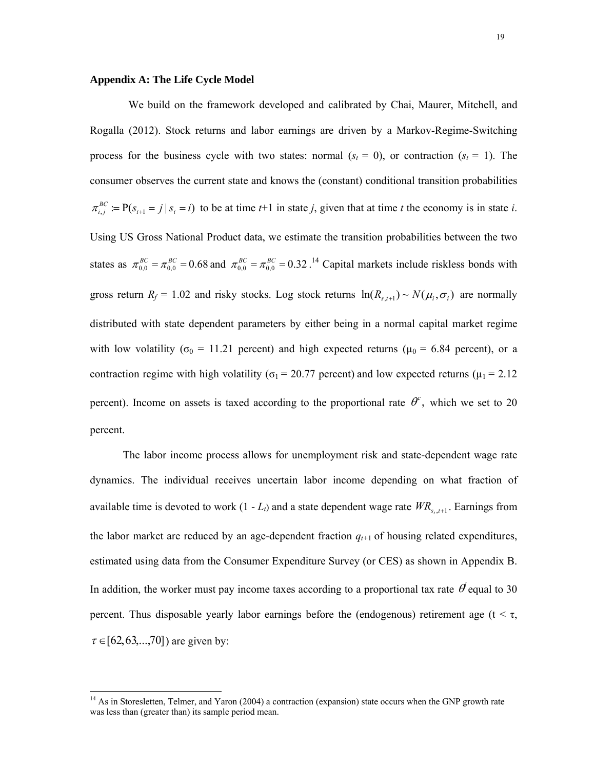**Appendix A: The Life Cycle Model**

We build on the framework developed and calibrated by Chai, Maurer, Mitchell, and Rogalla (2012). Stock returns and labor earnings are driven by a Markov-Regime-Switching process for the business cycle with two states: normal ($s_t$ = 0), or contraction ($s_t$ = 1). The consumer observes the current state and knows the (constant) conditional transition probabilities $\pi_{i,j}^{BC} := \mathrm{P}(s_{t+1} = j \mid s_t = i)$ to be at time $t$+1 in state $j$, given that at time $t$ the economy is in state $i$. Using US Gross National Product data, we estimate the transition probabilities between the two states as $\pi_{0,0}^{BC} = \pi_{0,0}^{BC} = 0.68$ and $\pi_{0,0}^{BC} = \pi_{0,0}^{BC} = 0.32$.[14] Capital markets include riskless bonds with gross return $R_f$ = 1.02 and risky stocks. Log stock returns $\ln(R_{s,t+1}) \sim N(\mu_i, \sigma_i)$ are normally distributed with state dependent parameters by either being in a normal capital market regime with low volatility ($\sigma_0$ = 11.21 percent) and high expected returns ($\mu_0$ = 6.84 percent), or a contraction regime with high volatility ($\sigma_1$ = 20.77 percent) and low expected returns ($\mu_1$ = 2.12 percent). Income on assets is taxed according to the proportional rate $\theta^c$, which we set to 20 percent.

The labor income process allows for unemployment risk and state-dependent wage rate dynamics. The individual receives uncertain labor income depending on what fraction of available time is devoted to work (1 - $L_t$) and a state dependent wage rate $WR_{s_t,t+1}$. Earnings from the labor market are reduced by an age-dependent fraction $q_{t+1}$ of housing related expenditures, estimated using data from the Consumer Expenditure Survey (or CES) as shown in Appendix B. In addition, the worker must pay income taxes according to a proportional tax rate $\theta^l$ equal to 30 percent. Thus disposable yearly labor earnings before the (endogenous) retirement age ($t < \tau$, $\tau \in [62, 63, ..., 70]$) are given by:

[14] As in Storesletten, Telmer, and Yaron (2004) a contraction (expansion) state occurs when the GNP growth rate was less than (greater than) its sample period mean.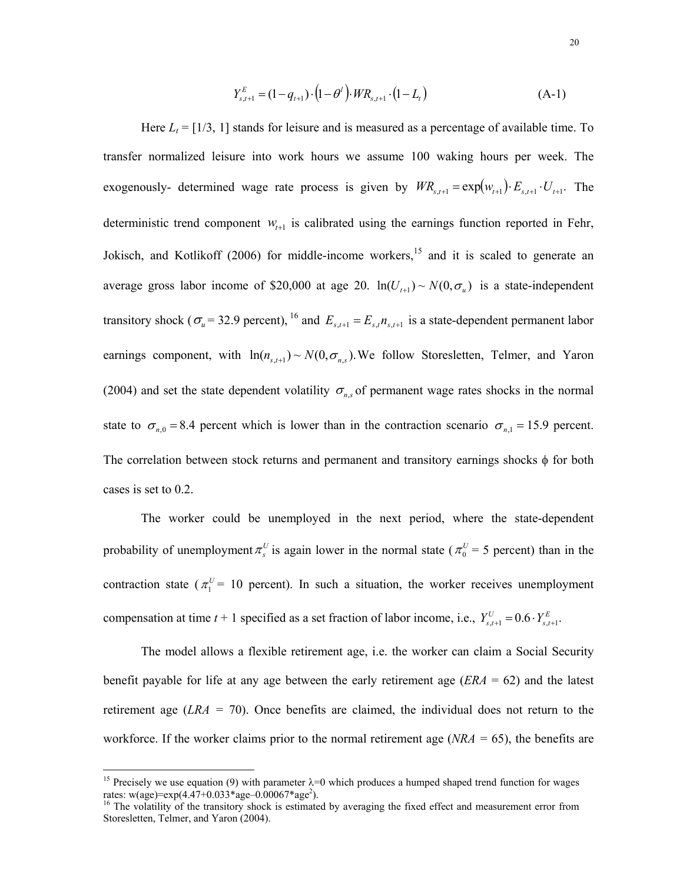$$Y^E_{s,t+1} = (1-q_{t+1}) \cdot \left(1-\theta^l\right) \cdot WR_{s,t+1} \cdot \left(1-L_t\right) \qquad \text{(A-1)}$$

Here $L_t$ = [1/3, 1] stands for leisure and is measured as a percentage of available time. To transfer normalized leisure into work hours we assume 100 waking hours per week. The exogenously- determined wage rate process is given by $WR_{s,t+1} = \exp\left(w_{t+1}\right) \cdot E_{s,t+1} \cdot U_{t+1}$. The deterministic trend component $w_{t+1}$ is calibrated using the earnings function reported in Fehr, Jokisch, and Kotlikoff (2006) for middle-income workers,[15] and it is scaled to generate an average gross labor income of \$20,000 at age 20. $\ln(U_{t+1}) \sim N(0, \sigma_u)$ is a state-independent transitory shock ($\sigma_u$ = 32.9 percent), [16] and $E_{s,t+1} = E_{s,t} n_{s,t+1}$ is a state-dependent permanent labor earnings component, with $\ln(n_{s,t+1}) \sim N(0, \sigma_{n,s})$. We follow Storesletten, Telmer, and Yaron (2004) and set the state dependent volatility $\sigma_{n,s}$ of permanent wage rates shocks in the normal state to $\sigma_{n,0} = 8.4$ percent which is lower than in the contraction scenario $\sigma_{n,1} = 15.9$ percent. The correlation between stock returns and permanent and transitory earnings shocks $\phi$ for both cases is set to 0.2.

The worker could be unemployed in the next period, where the state-dependent probability of unemployment $\pi^U_s$ is again lower in the normal state ($\pi^U_0$ = 5 percent) than in the contraction state ($\pi^U_1$ = 10 percent). In such a situation, the worker receives unemployment compensation at time $t$ + 1 specified as a set fraction of labor income, i.e., $Y^U_{s,t+1} = 0.6 \cdot Y^E_{s,t+1}$.

The model allows a flexible retirement age, i.e. the worker can claim a Social Security benefit payable for life at any age between the early retirement age (*ERA* = 62) and the latest retirement age (*LRA* = 70). Once benefits are claimed, the individual does not return to the workforce. If the worker claims prior to the normal retirement age (*NRA* = 65), the benefits are

---

[15] Precisely we use equation (9) with parameter $\lambda$=0 which produces a humped shaped trend function for wages rates: w(age)=exp(4.47+0.033\*age–0.00067\*age$^2$).

[16] The volatility of the transitory shock is estimated by averaging the fixed effect and measurement error from Storesletten, Telmer, and Yaron (2004).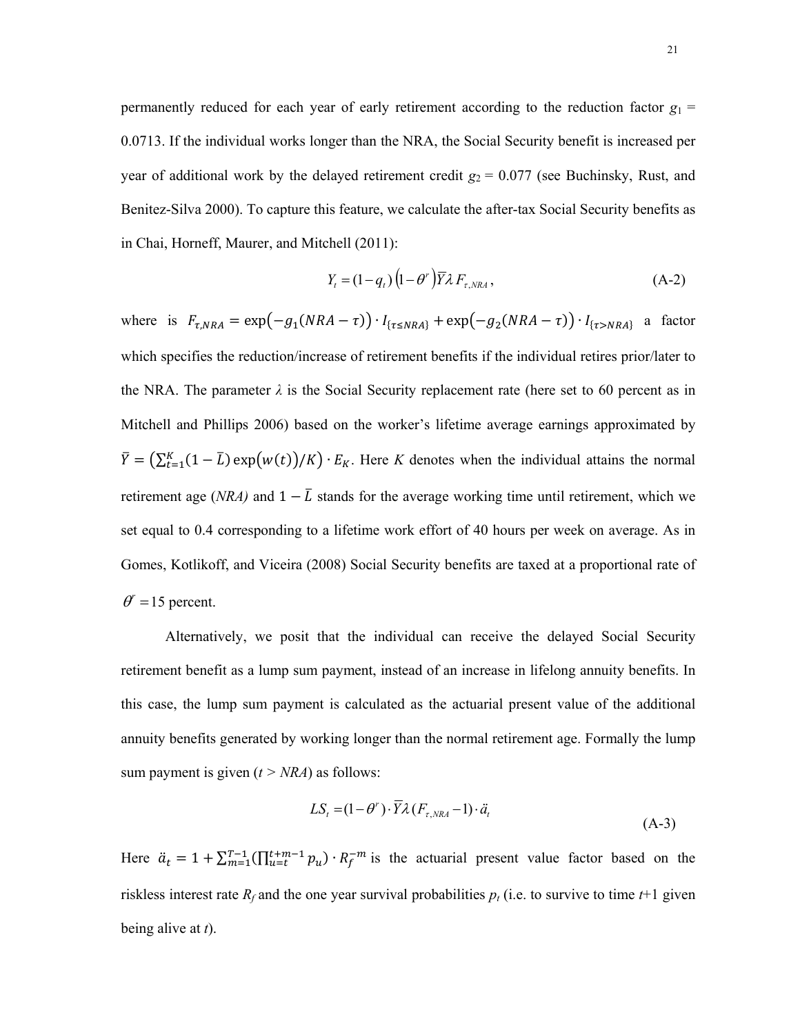permanently reduced for each year of early retirement according to the reduction factor $g_1$ = 0.0713. If the individual works longer than the NRA, the Social Security benefit is increased per year of additional work by the delayed retirement credit $g_2$ = 0.077 (see Buchinsky, Rust, and Benitez-Silva 2000). To capture this feature, we calculate the after-tax Social Security benefits as in Chai, Horneff, Maurer, and Mitchell (2011):

$$Y_t = (1-q_t)\left(1-\theta^r\right)\bar{Y}\lambda F_{\tau,NRA}, \tag{A-2}$$

where is $F_{\tau,NRA} = \exp\left(-g_1(NRA-\tau)\right)\cdot I_{\{\tau\leq NRA\}} + \exp\left(-g_2(NRA-\tau)\right)\cdot I_{\{\tau>NRA\}}$ a factor which specifies the reduction/increase of retirement benefits if the individual retires prior/later to the NRA. The parameter $\lambda$ is the Social Security replacement rate (here set to 60 percent as in Mitchell and Phillips 2006) based on the worker's lifetime average earnings approximated by $\bar{Y} = \left(\sum_{t=1}^{K}(1-\bar{L})\exp\left(w(t)\right)/K\right)\cdot E_K$. Here $K$ denotes when the individual attains the normal retirement age (*NRA)* and $1-\bar{L}$ stands for the average working time until retirement, which we set equal to 0.4 corresponding to a lifetime work effort of 40 hours per week on average. As in Gomes, Kotlikoff, and Viceira (2008) Social Security benefits are taxed at a proportional rate of $\theta^r = 15$ percent.

Alternatively, we posit that the individual can receive the delayed Social Security retirement benefit as a lump sum payment, instead of an increase in lifelong annuity benefits. In this case, the lump sum payment is calculated as the actuarial present value of the additional annuity benefits generated by working longer than the normal retirement age. Formally the lump sum payment is given ($t > NRA$) as follows:

$$LS_t = (1-\theta^r)\cdot\bar{Y}\lambda(F_{\tau,NRA}-1)\cdot\ddot{a}_t \tag{A-3}$$

Here $\ddot{a}_t = 1 + \sum_{m=1}^{T-1}\left(\prod_{u=t}^{t+m-1}p_u\right)\cdot R_f^{-m}$ is the actuarial present value factor based on the riskless interest rate $R_f$ and the one year survival probabilities $p_t$ (i.e. to survive to time $t$+1 given being alive at $t$).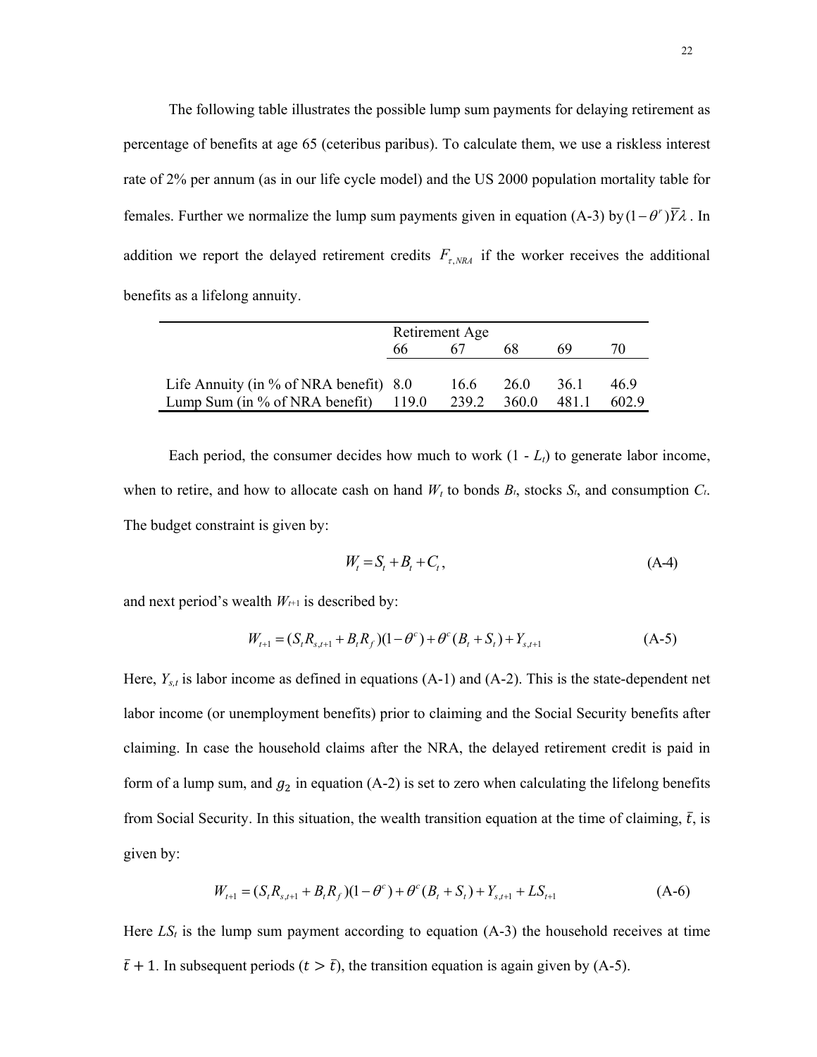The following table illustrates the possible lump sum payments for delaying retirement as percentage of benefits at age 65 (ceteribus paribus). To calculate them, we use a riskless interest rate of 2% per annum (as in our life cycle model) and the US 2000 population mortality table for females. Further we normalize the lump sum payments given in equation (A-3) by $(1-\theta^r)\overline{Y}\lambda$. In addition we report the delayed retirement credits $F_{\tau,NRA}$ if the worker receives the additional benefits as a lifelong annuity.

| | Retirement Age | | | | |
|---|---|---|---|---|---|
| | 66 | 67 | 68 | 69 | 70 |
| Life Annuity (in % of NRA benefit) | 8.0 | 16.6 | 26.0 | 36.1 | 46.9 |
| Lump Sum (in % of NRA benefit) | 119.0 | 239.2 | 360.0 | 481.1 | 602.9 |

Each period, the consumer decides how much to work ($1 - L_t$) to generate labor income, when to retire, and how to allocate cash on hand $W_t$ to bonds $B_t$, stocks $S_t$, and consumption $C_t$. The budget constraint is given by:

$$W_t = S_t + B_t + C_t, \tag{A-4}$$

and next period's wealth $W_{t+1}$ is described by:

$$W_{t+1} = (S_t R_{s,t+1} + B_t R_f)(1-\theta^c) + \theta^c (B_t + S_t) + Y_{s,t+1} \tag{A-5}$$

Here, $Y_{s,t}$ is labor income as defined in equations (A-1) and (A-2). This is the state-dependent net labor income (or unemployment benefits) prior to claiming and the Social Security benefits after claiming. In case the household claims after the NRA, the delayed retirement credit is paid in form of a lump sum, and $g_2$ in equation (A-2) is set to zero when calculating the lifelong benefits from Social Security. In this situation, the wealth transition equation at the time of claiming, $\bar{t}$, is given by:

$$W_{t+1} = (S_t R_{s,t+1} + B_t R_f)(1-\theta^c) + \theta^c (B_t + S_t) + Y_{s,t+1} + LS_{t+1} \tag{A-6}$$

Here $LS_t$ is the lump sum payment according to equation (A-3) the household receives at time $\bar{t}+1$. In subsequent periods ($t > \bar{t}$), the transition equation is again given by (A-5).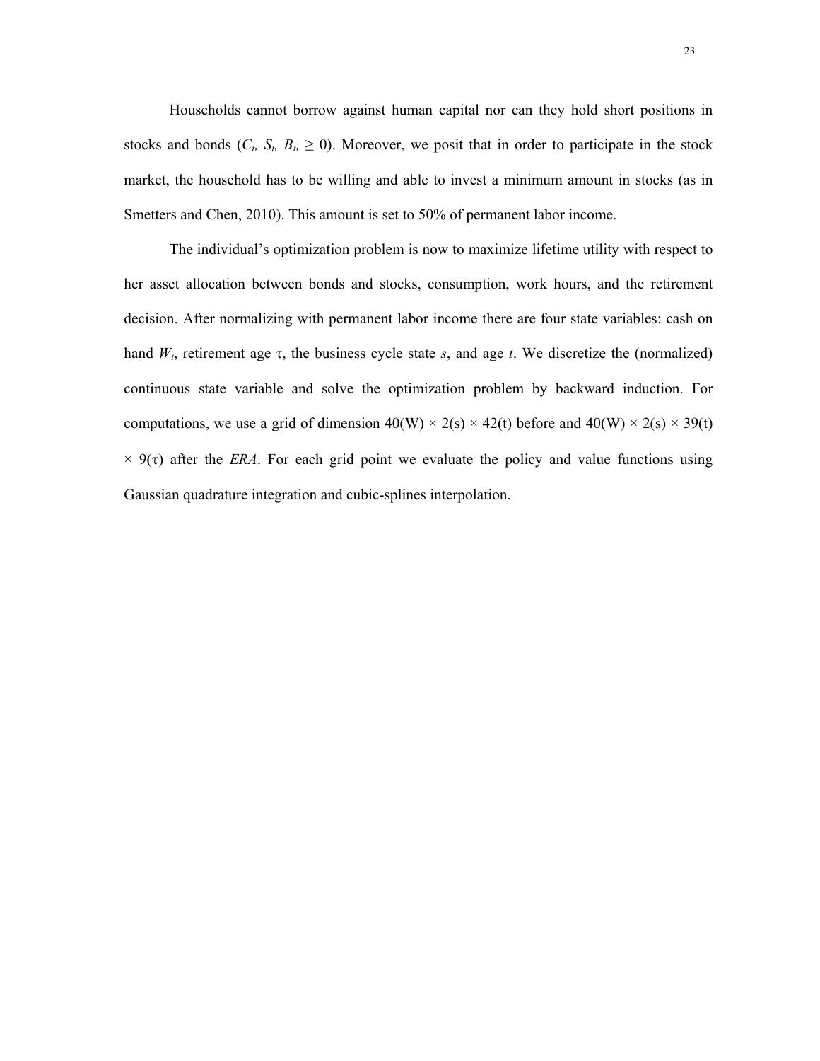Households cannot borrow against human capital nor can they hold short positions in stocks and bonds ($C_t$, $S_t$, $B_t$, $\geq 0$). Moreover, we posit that in order to participate in the stock market, the household has to be willing and able to invest a minimum amount in stocks (as in Smetters and Chen, 2010). This amount is set to 50% of permanent labor income.

The individual's optimization problem is now to maximize lifetime utility with respect to her asset allocation between bonds and stocks, consumption, work hours, and the retirement decision. After normalizing with permanent labor income there are four state variables: cash on hand $W_t$, retirement age $\tau$, the business cycle state $s$, and age $t$. We discretize the (normalized) continuous state variable and solve the optimization problem by backward induction. For computations, we use a grid of dimension 40(W) × 2(s) × 42(t) before and 40(W) × 2(s) × 39(t) × 9($\tau$) after the *ERA*. For each grid point we evaluate the policy and value functions using Gaussian quadrature integration and cubic-splines interpolation.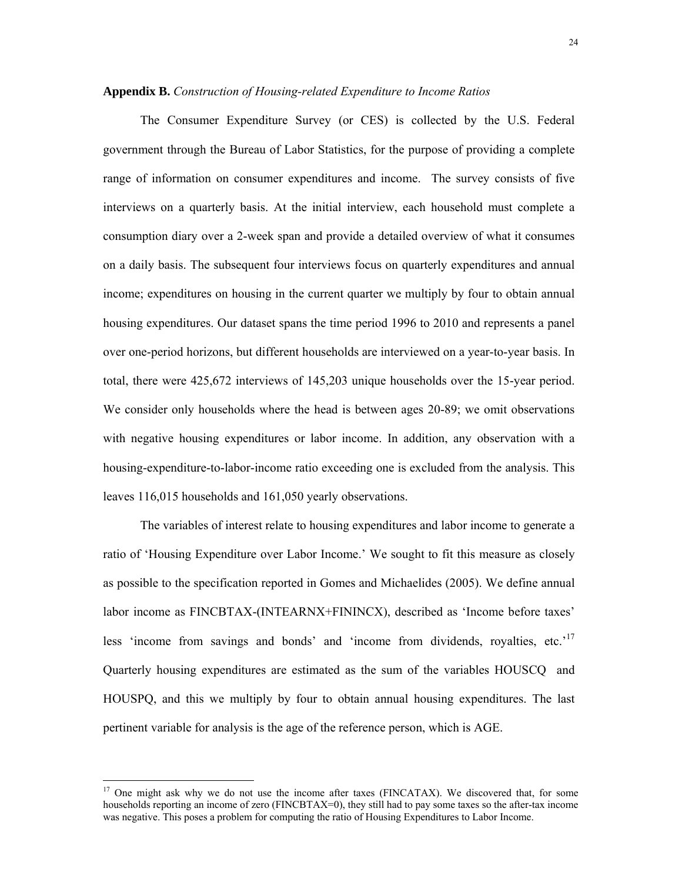**Appendix B.** *Construction of Housing-related Expenditure to Income Ratios*

The Consumer Expenditure Survey (or CES) is collected by the U.S. Federal government through the Bureau of Labor Statistics, for the purpose of providing a complete range of information on consumer expenditures and income. The survey consists of five interviews on a quarterly basis. At the initial interview, each household must complete a consumption diary over a 2-week span and provide a detailed overview of what it consumes on a daily basis. The subsequent four interviews focus on quarterly expenditures and annual income; expenditures on housing in the current quarter we multiply by four to obtain annual housing expenditures. Our dataset spans the time period 1996 to 2010 and represents a panel over one-period horizons, but different households are interviewed on a year-to-year basis. In total, there were 425,672 interviews of 145,203 unique households over the 15-year period. We consider only households where the head is between ages 20-89; we omit observations with negative housing expenditures or labor income. In addition, any observation with a housing-expenditure-to-labor-income ratio exceeding one is excluded from the analysis. This leaves 116,015 households and 161,050 yearly observations.

The variables of interest relate to housing expenditures and labor income to generate a ratio of 'Housing Expenditure over Labor Income.' We sought to fit this measure as closely as possible to the specification reported in Gomes and Michaelides (2005). We define annual labor income as FINCBTAX-(INTEARNX+FININCX), described as 'Income before taxes' less 'income from savings and bonds' and 'income from dividends, royalties, etc.'[17] Quarterly housing expenditures are estimated as the sum of the variables HOUSCQ and HOUSPQ, and this we multiply by four to obtain annual housing expenditures. The last pertinent variable for analysis is the age of the reference person, which is AGE.

[17] One might ask why we do not use the income after taxes (FINCATAX). We discovered that, for some households reporting an income of zero (FINCBTAX=0), they still had to pay some taxes so the after-tax income was negative. This poses a problem for computing the ratio of Housing Expenditures to Labor Income.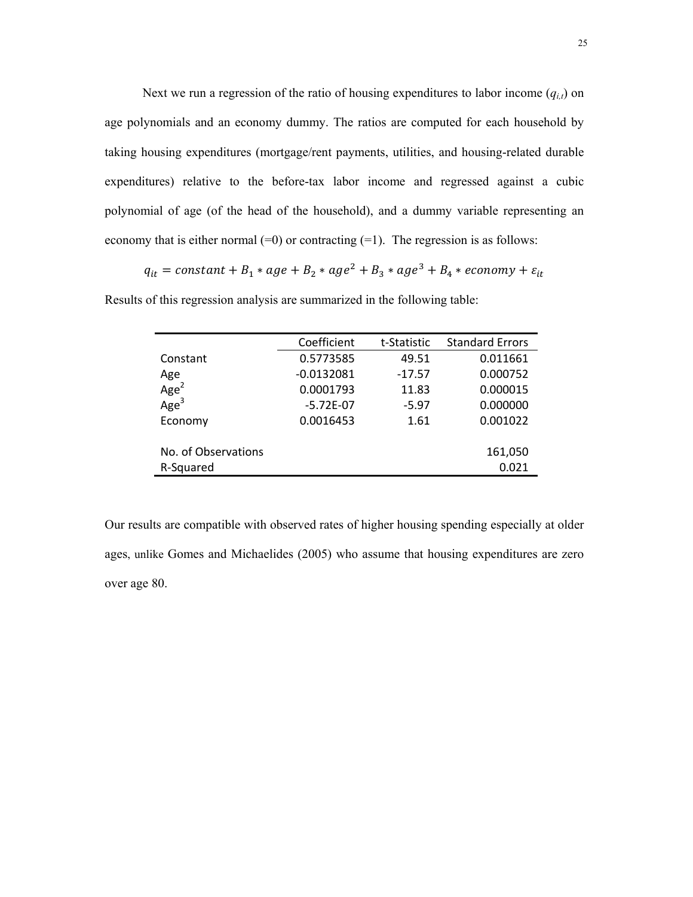Next we run a regression of the ratio of housing expenditures to labor income ($q_{i,t}$) on age polynomials and an economy dummy. The ratios are computed for each household by taking housing expenditures (mortgage/rent payments, utilities, and housing-related durable expenditures) relative to the before-tax labor income and regressed against a cubic polynomial of age (of the head of the household), and a dummy variable representing an economy that is either normal (=0) or contracting (=1). The regression is as follows:

$$q_{it} = constant + B_1 * age + B_2 * age^2 + B_3 * age^3 + B_4 * economy + \varepsilon_{it}$$

Results of this regression analysis are summarized in the following table:

| | Coefficient | t-Statistic | Standard Errors |
|---|---|---|---|
| Constant | 0.5773585 | 49.51 | 0.011661 |
| Age | -0.0132081 | -17.57 | 0.000752 |
| Age$^2$ | 0.0001793 | 11.83 | 0.000015 |
| Age$^3$ | -5.72E-07 | -5.97 | 0.000000 |
| Economy | 0.0016453 | 1.61 | 0.001022 |
| | | | |
| No. of Observations | | | 161,050 |
| R-Squared | | | 0.021 |

Our results are compatible with observed rates of higher housing spending especially at older ages, unlike Gomes and Michaelides (2005) who assume that housing expenditures are zero over age 80.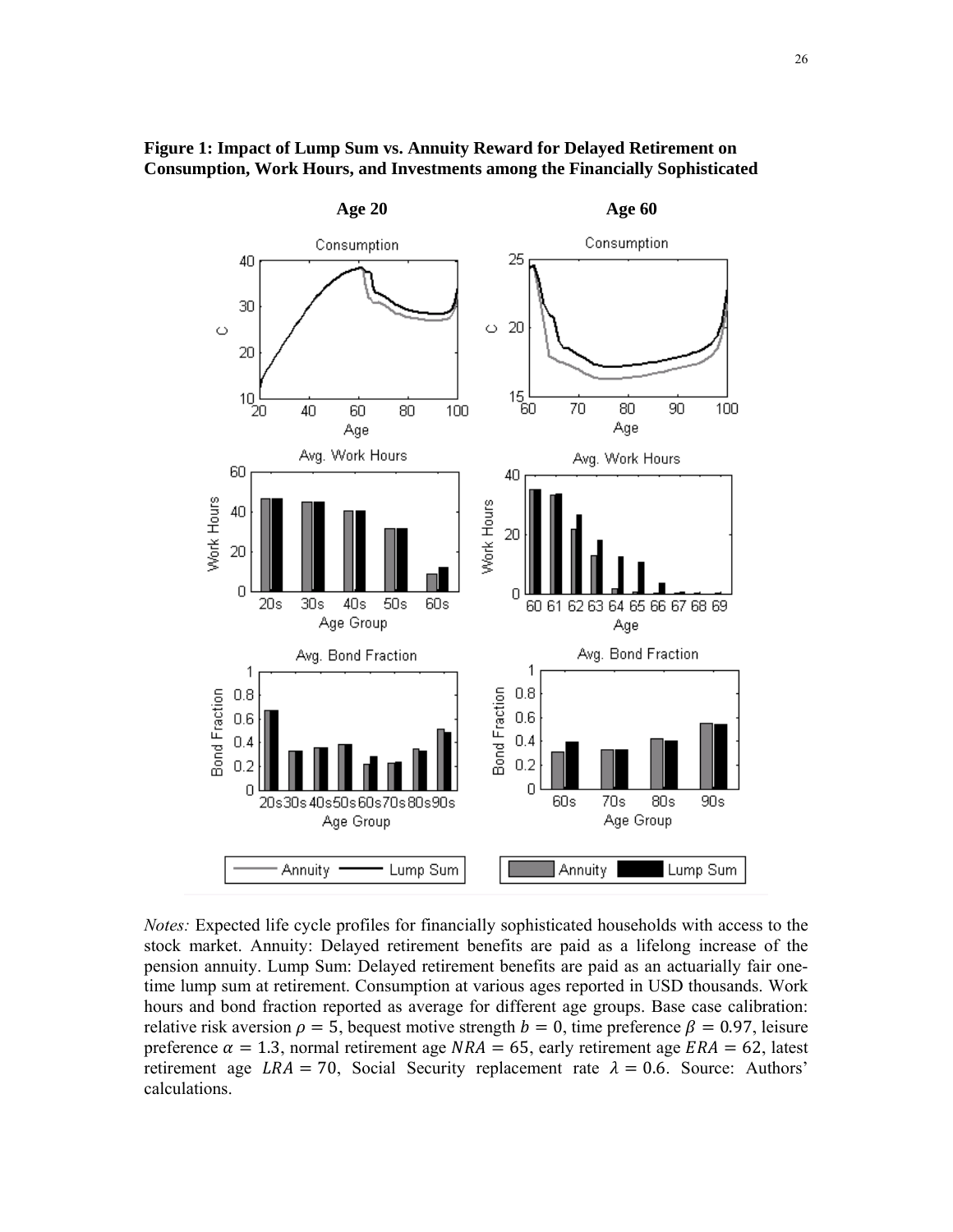**Figure 1: Impact of Lump Sum vs. Annuity Reward for Delayed Retirement on Consumption, Work Hours, and Investments among the Financially Sophisticated**

*Notes:* Expected life cycle profiles for financially sophisticated households with access to the stock market. Annuity: Delayed retirement benefits are paid as a lifelong increase of the pension annuity. Lump Sum: Delayed retirement benefits are paid as an actuarially fair one-time lump sum at retirement. Consumption at various ages reported in USD thousands. Work hours and bond fraction reported as average for different age groups. Base case calibration: relative risk aversion $\rho = 5$, bequest motive strength $b = 0$, time preference $\beta = 0.97$, leisure preference $\alpha = 1.3$, normal retirement age $NRA = 65$, early retirement age $ERA = 62$, latest retirement age $LRA = 70$, Social Security replacement rate $\lambda = 0.6$. Source: Authors' calculations.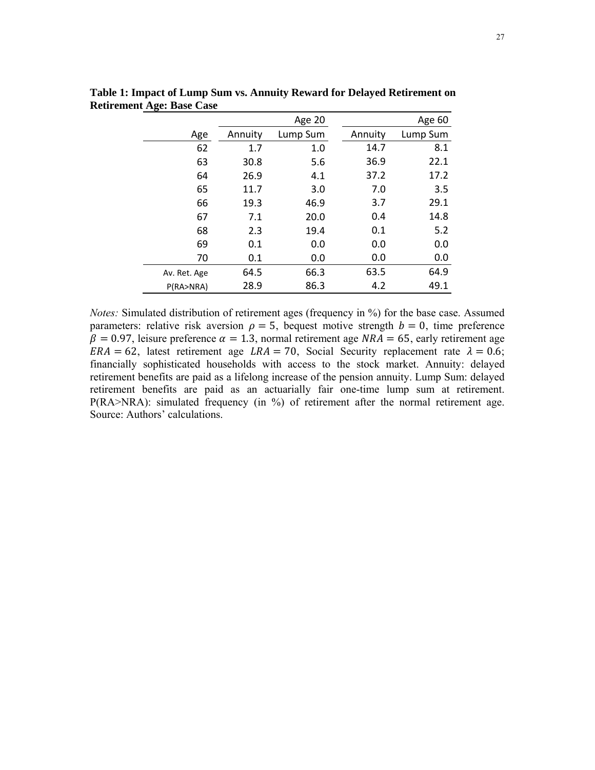**Table 1: Impact of Lump Sum vs. Annuity Reward for Delayed Retirement on Retirement Age: Base Case**

| | Age 20 | | Age 60 | |
|---|---|---|---|---|
| Age | Annuity | Lump Sum | Annuity | Lump Sum |
| 62 | 1.7 | 1.0 | 14.7 | 8.1 |
| 63 | 30.8 | 5.6 | 36.9 | 22.1 |
| 64 | 26.9 | 4.1 | 37.2 | 17.2 |
| 65 | 11.7 | 3.0 | 7.0 | 3.5 |
| 66 | 19.3 | 46.9 | 3.7 | 29.1 |
| 67 | 7.1 | 20.0 | 0.4 | 14.8 |
| 68 | 2.3 | 19.4 | 0.1 | 5.2 |
| 69 | 0.1 | 0.0 | 0.0 | 0.0 |
| 70 | 0.1 | 0.0 | 0.0 | 0.0 |
| Av. Ret. Age | 64.5 | 66.3 | 63.5 | 64.9 |
| P(RA>NRA) | 28.9 | 86.3 | 4.2 | 49.1 |

*Notes:* Simulated distribution of retirement ages (frequency in %) for the base case. Assumed parameters: relative risk aversion $\rho = 5$, bequest motive strength $b = 0$, time preference $\beta = 0.97$, leisure preference $\alpha = 1.3$, normal retirement age $NRA = 65$, early retirement age $ERA = 62$, latest retirement age $LRA = 70$, Social Security replacement rate $\lambda = 0.6$; financially sophisticated households with access to the stock market. Annuity: delayed retirement benefits are paid as a lifelong increase of the pension annuity. Lump Sum: delayed retirement benefits are paid as an actuarially fair one-time lump sum at retirement. P(RA>NRA): simulated frequency (in %) of retirement after the normal retirement age. Source: Authors' calculations.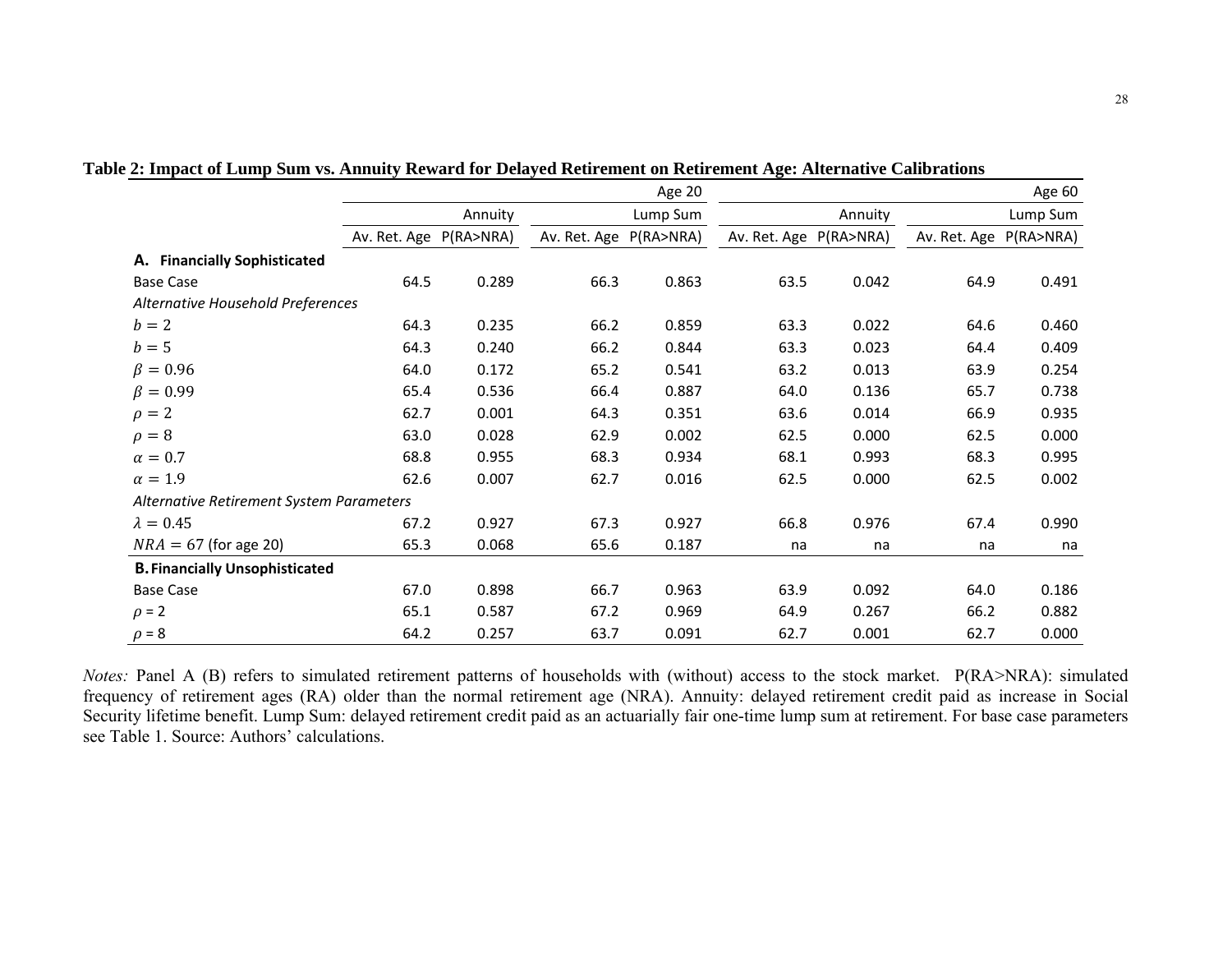**Table 2: Impact of Lump Sum vs. Annuity Reward for Delayed Retirement on Retirement Age: Alternative Calibrations**

| | Age 20 | | | | Age 60 | | | |
|---|---|---|---|---|---|---|---|---|
| | Annuity | | Lump Sum | | Annuity | | Lump Sum | |
| | Av. Ret. Age | P(RA>NRA) | Av. Ret. Age | P(RA>NRA) | Av. Ret. Age | P(RA>NRA) | Av. Ret. Age | P(RA>NRA) |
| **A. Financially Sophisticated** | | | | | | | | |
| Base Case | 64.5 | 0.289 | 66.3 | 0.863 | 63.5 | 0.042 | 64.9 | 0.491 |
| *Alternative Household Preferences* | | | | | | | | |
| $b = 2$ | 64.3 | 0.235 | 66.2 | 0.859 | 63.3 | 0.022 | 64.6 | 0.460 |
| $b = 5$ | 64.3 | 0.240 | 66.2 | 0.844 | 63.3 | 0.023 | 64.4 | 0.409 |
| $\beta = 0.96$ | 64.0 | 0.172 | 65.2 | 0.541 | 63.2 | 0.013 | 63.9 | 0.254 |
| $\beta = 0.99$ | 65.4 | 0.536 | 66.4 | 0.887 | 64.0 | 0.136 | 65.7 | 0.738 |
| $\rho = 2$ | 62.7 | 0.001 | 64.3 | 0.351 | 63.6 | 0.014 | 66.9 | 0.935 |
| $\rho = 8$ | 63.0 | 0.028 | 62.9 | 0.002 | 62.5 | 0.000 | 62.5 | 0.000 |
| $\alpha = 0.7$ | 68.8 | 0.955 | 68.3 | 0.934 | 68.1 | 0.993 | 68.3 | 0.995 |
| $\alpha = 1.9$ | 62.6 | 0.007 | 62.7 | 0.016 | 62.5 | 0.000 | 62.5 | 0.002 |
| *Alternative Retirement System Parameters* | | | | | | | | |
| $\lambda = 0.45$ | 67.2 | 0.927 | 67.3 | 0.927 | 66.8 | 0.976 | 67.4 | 0.990 |
| $NRA = 67$ (for age 20) | 65.3 | 0.068 | 65.6 | 0.187 | na | na | na | na |
| **B. Financially Unsophisticated** | | | | | | | | |
| Base Case | 67.0 | 0.898 | 66.7 | 0.963 | 63.9 | 0.092 | 64.0 | 0.186 |
| $\rho = 2$ | 65.1 | 0.587 | 67.2 | 0.969 | 64.9 | 0.267 | 66.2 | 0.882 |
| $\rho = 8$ | 64.2 | 0.257 | 63.7 | 0.091 | 62.7 | 0.001 | 62.7 | 0.000 |

*Notes:* Panel A (B) refers to simulated retirement patterns of households with (without) access to the stock market. P(RA>NRA): simulated frequency of retirement ages (RA) older than the normal retirement age (NRA). Annuity: delayed retirement credit paid as increase in Social Security lifetime benefit. Lump Sum: delayed retirement credit paid as an actuarially fair one-time lump sum at retirement. For base case parameters see Table 1. Source: Authors' calculations.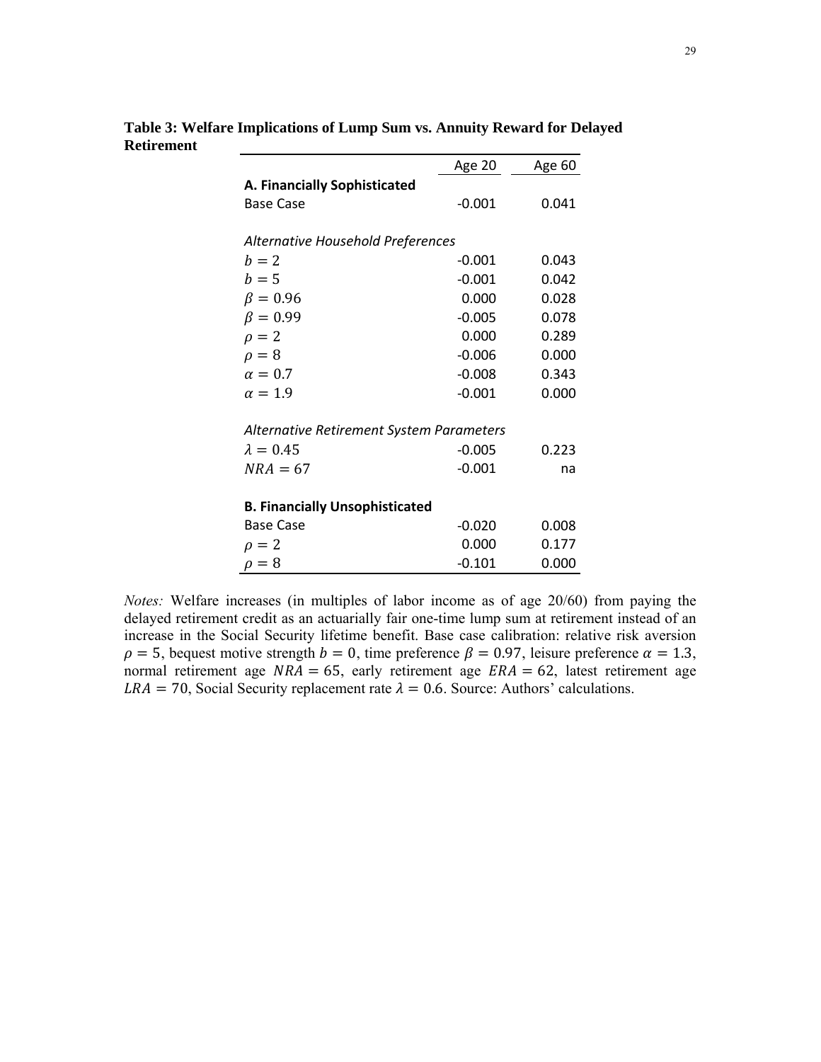**Table 3: Welfare Implications of Lump Sum vs. Annuity Reward for Delayed Retirement**

| | Age 20 | Age 60 |
|---|---|---|
| **A. Financially Sophisticated** | | |
| Base Case | -0.001 | 0.041 |
| | | |
| *Alternative Household Preferences* | | |
| $b = 2$ | -0.001 | 0.043 |
| $b = 5$ | -0.001 | 0.042 |
| $\beta = 0.96$ | 0.000 | 0.028 |
| $\beta = 0.99$ | -0.005 | 0.078 |
| $\rho = 2$ | 0.000 | 0.289 |
| $\rho = 8$ | -0.006 | 0.000 |
| $\alpha = 0.7$ | -0.008 | 0.343 |
| $\alpha = 1.9$ | -0.001 | 0.000 |
| | | |
| *Alternative Retirement System Parameters* | | |
| $\lambda = 0.45$ | -0.005 | 0.223 |
| $NRA = 67$ | -0.001 | na |
| | | |
| **B. Financially Unsophisticated** | | |
| Base Case | -0.020 | 0.008 |
| $\rho = 2$ | 0.000 | 0.177 |
| $\rho = 8$ | -0.101 | 0.000 |

*Notes:* Welfare increases (in multiples of labor income as of age 20/60) from paying the delayed retirement credit as an actuarially fair one-time lump sum at retirement instead of an increase in the Social Security lifetime benefit. Base case calibration: relative risk aversion $\rho = 5$, bequest motive strength $b = 0$, time preference $\beta = 0.97$, leisure preference $\alpha = 1.3$, normal retirement age $NRA = 65$, early retirement age $ERA = 62$, latest retirement age $LRA = 70$, Social Security replacement rate $\lambda = 0.6$. Source: Authors' calculations.